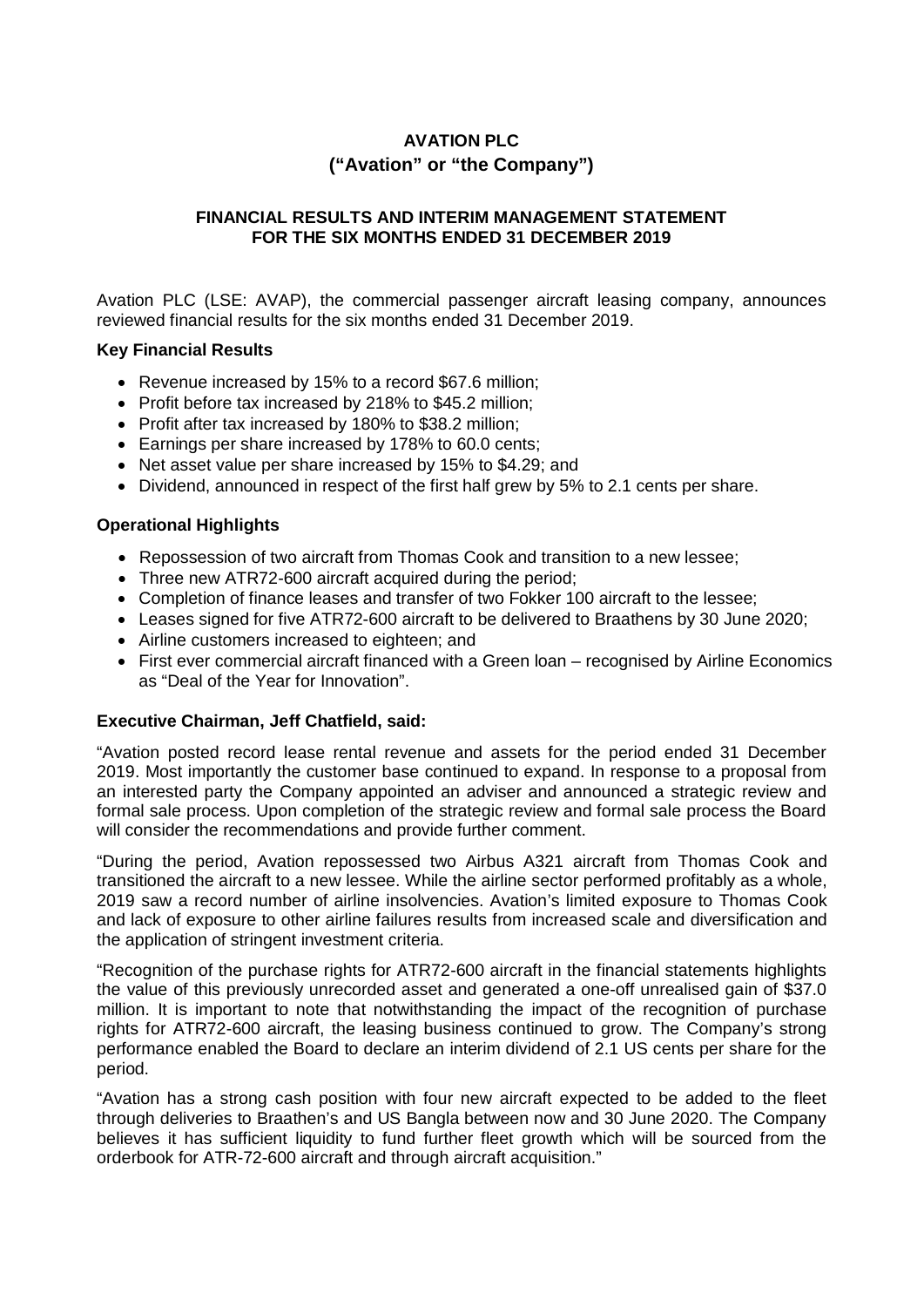# AVATION PLC
# (“Avation” or “the Company”)

## FINANCIAL RESULTS AND INTERIM MANAGEMENT STATEMENT FOR THE SIX MONTHS ENDED 31 DECEMBER 2019

Avation PLC (LSE: AVAP), the commercial passenger aircraft leasing company, announces reviewed financial results for the six months ended 31 December 2019.

### Key Financial Results

- Revenue increased by 15% to a record $67.6 million;
- Profit before tax increased by 218% to $45.2 million;
- Profit after tax increased by 180% to $38.2 million;
- Earnings per share increased by 178% to 60.0 cents;
- Net asset value per share increased by 15% to $4.29; and
- Dividend, announced in respect of the first half grew by 5% to 2.1 cents per share.

### Operational Highlights

- Repossession of two aircraft from Thomas Cook and transition to a new lessee;
- Three new ATR72-600 aircraft acquired during the period;
- Completion of finance leases and transfer of two Fokker 100 aircraft to the lessee;
- Leases signed for five ATR72-600 aircraft to be delivered to Braathens by 30 June 2020;
- Airline customers increased to eighteen; and
- First ever commercial aircraft financed with a Green loan – recognised by Airline Economics as “Deal of the Year for Innovation”.

### Executive Chairman, Jeff Chatfield, said:

“Avation posted record lease rental revenue and assets for the period ended 31 December 2019. Most importantly the customer base continued to expand. In response to a proposal from an interested party the Company appointed an adviser and announced a strategic review and formal sale process. Upon completion of the strategic review and formal sale process the Board will consider the recommendations and provide further comment.

“During the period, Avation repossessed two Airbus A321 aircraft from Thomas Cook and transitioned the aircraft to a new lessee. While the airline sector performed profitably as a whole, 2019 saw a record number of airline insolvencies. Avation’s limited exposure to Thomas Cook and lack of exposure to other airline failures results from increased scale and diversification and the application of stringent investment criteria.

“Recognition of the purchase rights for ATR72-600 aircraft in the financial statements highlights the value of this previously unrecorded asset and generated a one-off unrealised gain of $37.0 million. It is important to note that notwithstanding the impact of the recognition of purchase rights for ATR72-600 aircraft, the leasing business continued to grow. The Company’s strong performance enabled the Board to declare an interim dividend of 2.1 US cents per share for the period.

“Avation has a strong cash position with four new aircraft expected to be added to the fleet through deliveries to Braathen’s and US Bangla between now and 30 June 2020. The Company believes it has sufficient liquidity to fund further fleet growth which will be sourced from the orderbook for ATR-72-600 aircraft and through aircraft acquisition.”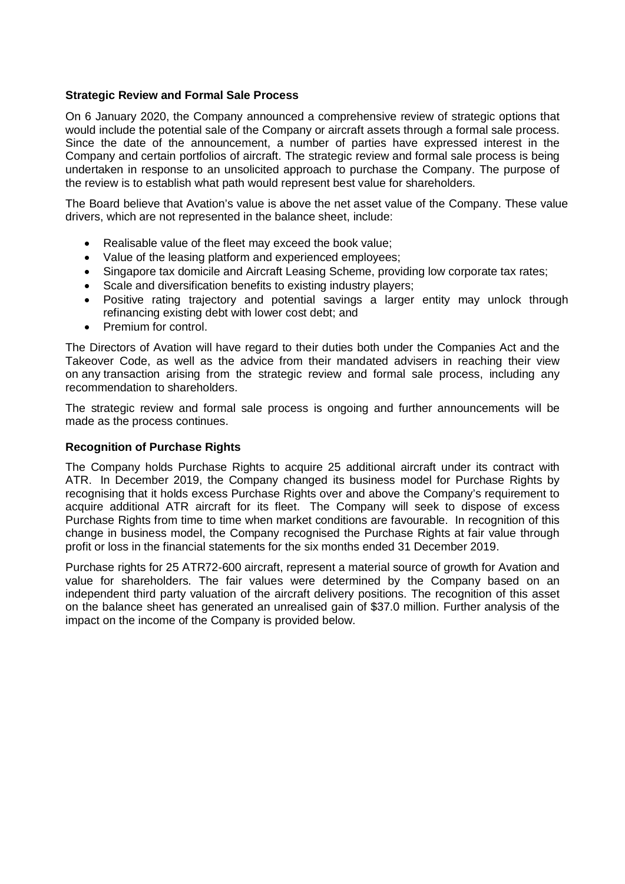**Strategic Review and Formal Sale Process**

On 6 January 2020, the Company announced a comprehensive review of strategic options that would include the potential sale of the Company or aircraft assets through a formal sale process. Since the date of the announcement, a number of parties have expressed interest in the Company and certain portfolios of aircraft. The strategic review and formal sale process is being undertaken in response to an unsolicited approach to purchase the Company. The purpose of the review is to establish what path would represent best value for shareholders.

The Board believe that Avation's value is above the net asset value of the Company. These value drivers, which are not represented in the balance sheet, include:

- Realisable value of the fleet may exceed the book value;
- Value of the leasing platform and experienced employees;
- Singapore tax domicile and Aircraft Leasing Scheme, providing low corporate tax rates;
- Scale and diversification benefits to existing industry players;
- Positive rating trajectory and potential savings a larger entity may unlock through refinancing existing debt with lower cost debt; and
- Premium for control.

The Directors of Avation will have regard to their duties both under the Companies Act and the Takeover Code, as well as the advice from their mandated advisers in reaching their view on any transaction arising from the strategic review and formal sale process, including any recommendation to shareholders.

The strategic review and formal sale process is ongoing and further announcements will be made as the process continues.

**Recognition of Purchase Rights**

The Company holds Purchase Rights to acquire 25 additional aircraft under its contract with ATR. In December 2019, the Company changed its business model for Purchase Rights by recognising that it holds excess Purchase Rights over and above the Company's requirement to acquire additional ATR aircraft for its fleet. The Company will seek to dispose of excess Purchase Rights from time to time when market conditions are favourable. In recognition of this change in business model, the Company recognised the Purchase Rights at fair value through profit or loss in the financial statements for the six months ended 31 December 2019.

Purchase rights for 25 ATR72-600 aircraft, represent a material source of growth for Avation and value for shareholders. The fair values were determined by the Company based on an independent third party valuation of the aircraft delivery positions. The recognition of this asset on the balance sheet has generated an unrealised gain of $37.0 million. Further analysis of the impact on the income of the Company is provided below.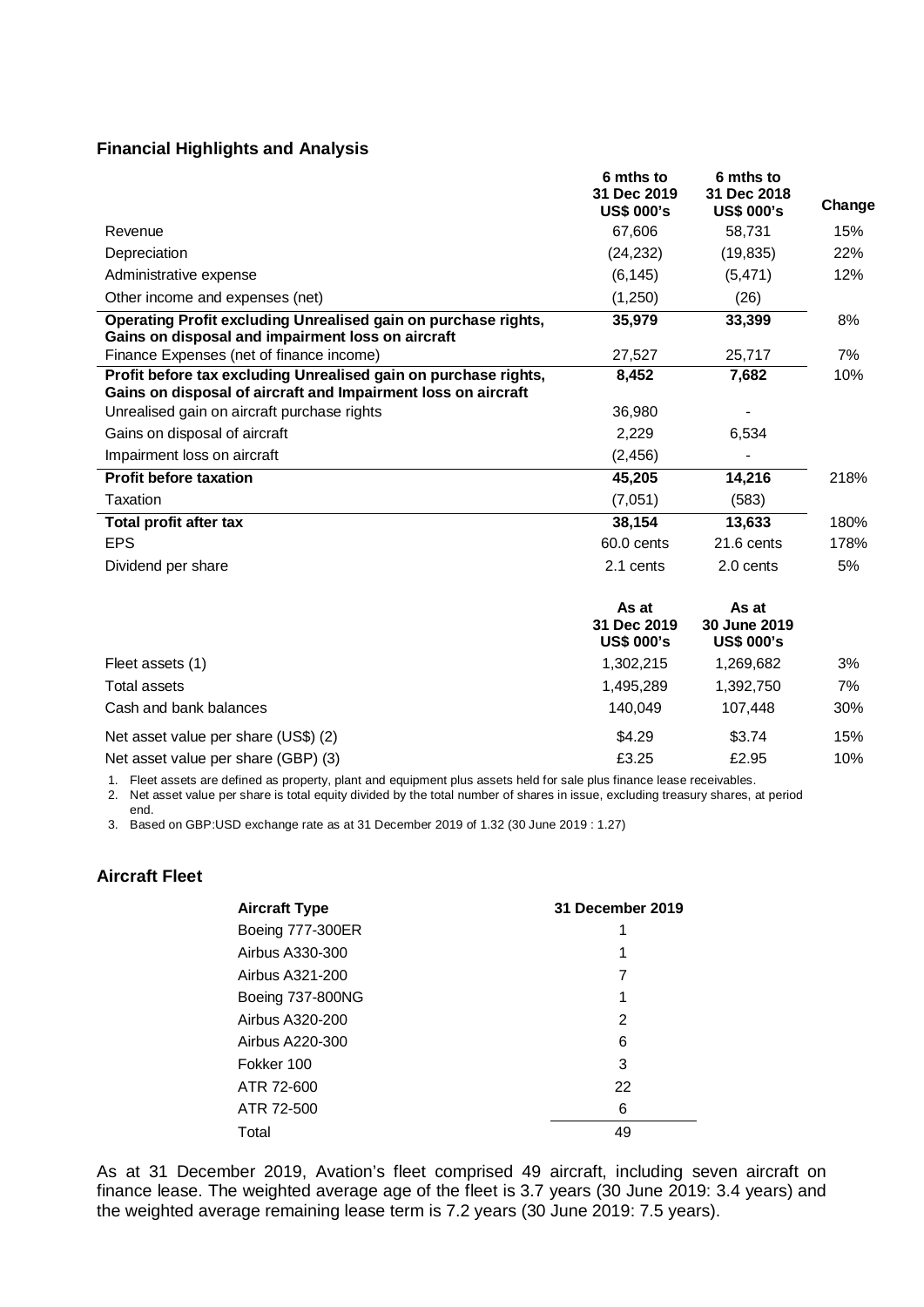## Financial Highlights and Analysis

| | 6 mths to 31 Dec 2019 US$ 000's | 6 mths to 31 Dec 2018 US$ 000's | Change |
|---|---|---|---|
| Revenue | 67,606 | 58,731 | 15% |
| Depreciation | (24,232) | (19,835) | 22% |
| Administrative expense | (6,145) | (5,471) | 12% |
| Other income and expenses (net) | (1,250) | (26) | |
| **Operating Profit excluding Unrealised gain on purchase rights, Gains on disposal and impairment loss on aircraft** | **35,979** | **33,399** | 8% |
| Finance Expenses (net of finance income) | 27,527 | 25,717 | 7% |
| **Profit before tax excluding Unrealised gain on purchase rights, Gains on disposal of aircraft and Impairment loss on aircraft** | **8,452** | **7,682** | 10% |
| Unrealised gain on aircraft purchase rights | 36,980 | - | |
| Gains on disposal of aircraft | 2,229 | 6,534 | |
| Impairment loss on aircraft | (2,456) | - | |
| **Profit before taxation** | **45,205** | **14,216** | 218% |
| Taxation | (7,051) | (583) | |
| **Total profit after tax** | **38,154** | **13,633** | 180% |
| EPS | 60.0 cents | 21.6 cents | 178% |
| Dividend per share | 2.1 cents | 2.0 cents | 5% |

| | As at 31 Dec 2019 US$ 000's | As at 30 June 2019 US$ 000's | |
|---|---|---|---|
| Fleet assets (1) | 1,302,215 | 1,269,682 | 3% |
| Total assets | 1,495,289 | 1,392,750 | 7% |
| Cash and bank balances | 140,049 | 107,448 | 30% |
| Net asset value per share (US$) (2) | $4.29 | $3.74 | 15% |
| Net asset value per share (GBP) (3) | £3.25 | £2.95 | 10% |

1. Fleet assets are defined as property, plant and equipment plus assets held for sale plus finance lease receivables.
2. Net asset value per share is total equity divided by the total number of shares in issue, excluding treasury shares, at period end.
3. Based on GBP:USD exchange rate as at 31 December 2019 of 1.32 (30 June 2019 : 1.27)

## Aircraft Fleet

| Aircraft Type | 31 December 2019 |
|---|---|
| Boeing 777-300ER | 1 |
| Airbus A330-300 | 1 |
| Airbus A321-200 | 7 |
| Boeing 737-800NG | 1 |
| Airbus A320-200 | 2 |
| Airbus A220-300 | 6 |
| Fokker 100 | 3 |
| ATR 72-600 | 22 |
| ATR 72-500 | 6 |
| Total | 49 |

As at 31 December 2019, Avation's fleet comprised 49 aircraft, including seven aircraft on finance lease. The weighted average age of the fleet is 3.7 years (30 June 2019: 3.4 years) and the weighted average remaining lease term is 7.2 years (30 June 2019: 7.5 years).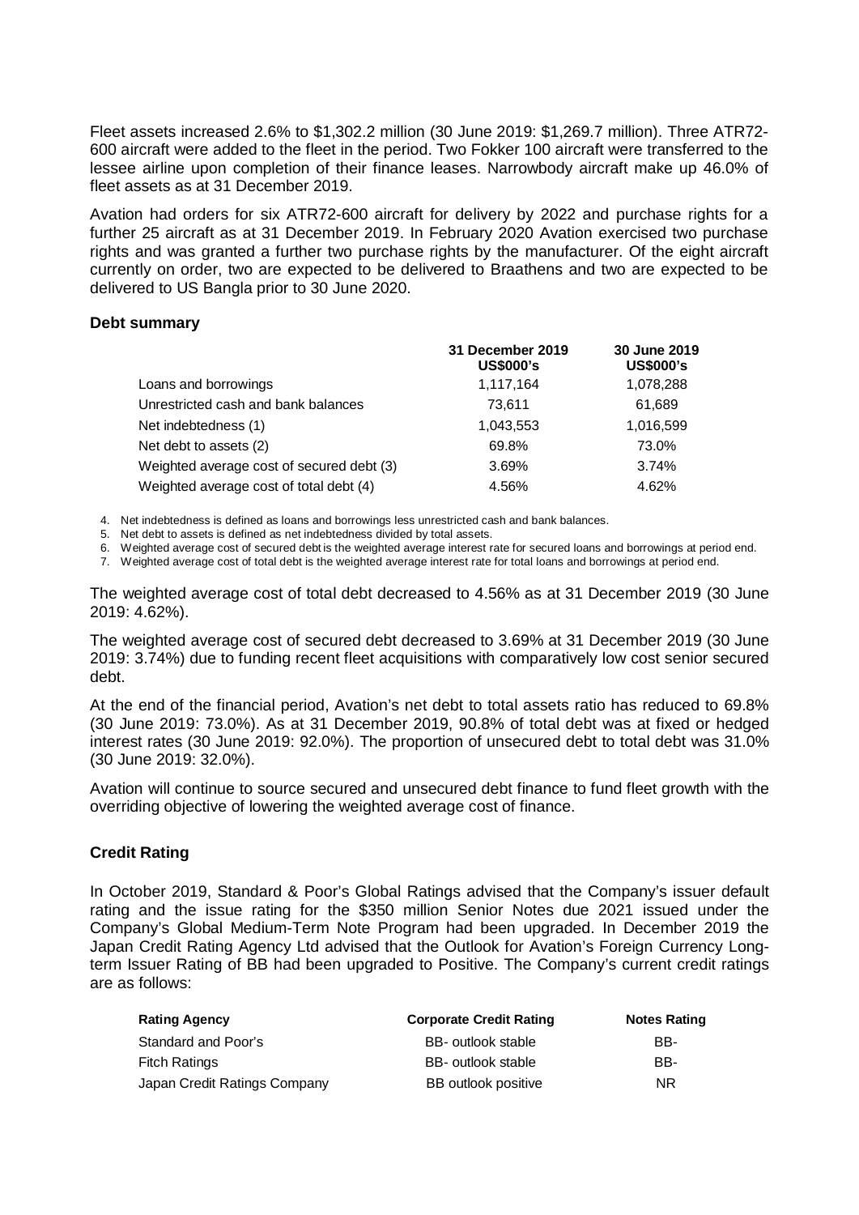Fleet assets increased 2.6% to $1,302.2 million (30 June 2019: $1,269.7 million). Three ATR72-600 aircraft were added to the fleet in the period. Two Fokker 100 aircraft were transferred to the lessee airline upon completion of their finance leases. Narrowbody aircraft make up 46.0% of fleet assets as at 31 December 2019.

Avation had orders for six ATR72-600 aircraft for delivery by 2022 and purchase rights for a further 25 aircraft as at 31 December 2019. In February 2020 Avation exercised two purchase rights and was granted a further two purchase rights by the manufacturer. Of the eight aircraft currently on order, two are expected to be delivered to Braathens and two are expected to be delivered to US Bangla prior to 30 June 2020.

### Debt summary

| | 31 December 2019 US$000's | 30 June 2019 US$000's |
|---|---|---|
| Loans and borrowings | 1,117,164 | 1,078,288 |
| Unrestricted cash and bank balances | 73,611 | 61,689 |
| Net indebtedness (1) | 1,043,553 | 1,016,599 |
| Net debt to assets (2) | 69.8% | 73.0% |
| Weighted average cost of secured debt (3) | 3.69% | 3.74% |
| Weighted average cost of total debt (4) | 4.56% | 4.62% |

4. Net indebtedness is defined as loans and borrowings less unrestricted cash and bank balances.
5. Net debt to assets is defined as net indebtedness divided by total assets.
6. Weighted average cost of secured debt is the weighted average interest rate for secured loans and borrowings at period end.
7. Weighted average cost of total debt is the weighted average interest rate for total loans and borrowings at period end.

The weighted average cost of total debt decreased to 4.56% as at 31 December 2019 (30 June 2019: 4.62%).

The weighted average cost of secured debt decreased to 3.69% at 31 December 2019 (30 June 2019: 3.74%) due to funding recent fleet acquisitions with comparatively low cost senior secured debt.

At the end of the financial period, Avation's net debt to total assets ratio has reduced to 69.8% (30 June 2019: 73.0%). As at 31 December 2019, 90.8% of total debt was at fixed or hedged interest rates (30 June 2019: 92.0%). The proportion of unsecured debt to total debt was 31.0% (30 June 2019: 32.0%).

Avation will continue to source secured and unsecured debt finance to fund fleet growth with the overriding objective of lowering the weighted average cost of finance.

### Credit Rating

In October 2019, Standard & Poor's Global Ratings advised that the Company's issuer default rating and the issue rating for the $350 million Senior Notes due 2021 issued under the Company's Global Medium-Term Note Program had been upgraded. In December 2019 the Japan Credit Rating Agency Ltd advised that the Outlook for Avation's Foreign Currency Long-term Issuer Rating of BB had been upgraded to Positive. The Company's current credit ratings are as follows:

| Rating Agency | Corporate Credit Rating | Notes Rating |
|---|---|---|
| Standard and Poor's | BB- outlook stable | BB- |
| Fitch Ratings | BB- outlook stable | BB- |
| Japan Credit Ratings Company | BB outlook positive | NR |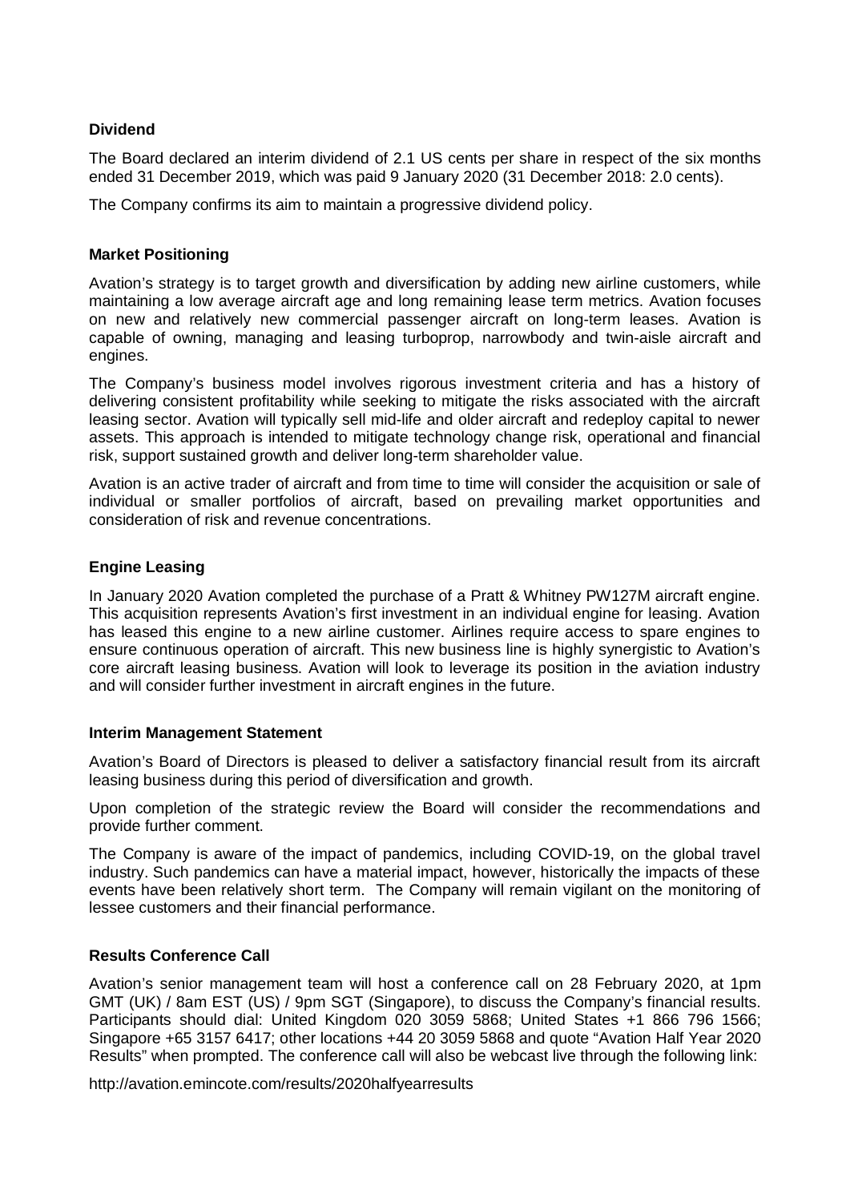## Dividend

The Board declared an interim dividend of 2.1 US cents per share in respect of the six months ended 31 December 2019, which was paid 9 January 2020 (31 December 2018: 2.0 cents).

The Company confirms its aim to maintain a progressive dividend policy.

## Market Positioning

Avation's strategy is to target growth and diversification by adding new airline customers, while maintaining a low average aircraft age and long remaining lease term metrics. Avation focuses on new and relatively new commercial passenger aircraft on long-term leases. Avation is capable of owning, managing and leasing turboprop, narrowbody and twin-aisle aircraft and engines.

The Company's business model involves rigorous investment criteria and has a history of delivering consistent profitability while seeking to mitigate the risks associated with the aircraft leasing sector. Avation will typically sell mid-life and older aircraft and redeploy capital to newer assets. This approach is intended to mitigate technology change risk, operational and financial risk, support sustained growth and deliver long-term shareholder value.

Avation is an active trader of aircraft and from time to time will consider the acquisition or sale of individual or smaller portfolios of aircraft, based on prevailing market opportunities and consideration of risk and revenue concentrations.

## Engine Leasing

In January 2020 Avation completed the purchase of a Pratt & Whitney PW127M aircraft engine. This acquisition represents Avation's first investment in an individual engine for leasing. Avation has leased this engine to a new airline customer. Airlines require access to spare engines to ensure continuous operation of aircraft. This new business line is highly synergistic to Avation's core aircraft leasing business. Avation will look to leverage its position in the aviation industry and will consider further investment in aircraft engines in the future.

## Interim Management Statement

Avation's Board of Directors is pleased to deliver a satisfactory financial result from its aircraft leasing business during this period of diversification and growth.

Upon completion of the strategic review the Board will consider the recommendations and provide further comment.

The Company is aware of the impact of pandemics, including COVID-19, on the global travel industry. Such pandemics can have a material impact, however, historically the impacts of these events have been relatively short term. The Company will remain vigilant on the monitoring of lessee customers and their financial performance.

## Results Conference Call

Avation's senior management team will host a conference call on 28 February 2020, at 1pm GMT (UK) / 8am EST (US) / 9pm SGT (Singapore), to discuss the Company's financial results. Participants should dial: United Kingdom 020 3059 5868; United States +1 866 796 1566; Singapore +65 3157 6417; other locations +44 20 3059 5868 and quote "Avation Half Year 2020 Results" when prompted. The conference call will also be webcast live through the following link:

http://avation.emincote.com/results/2020halfyearresults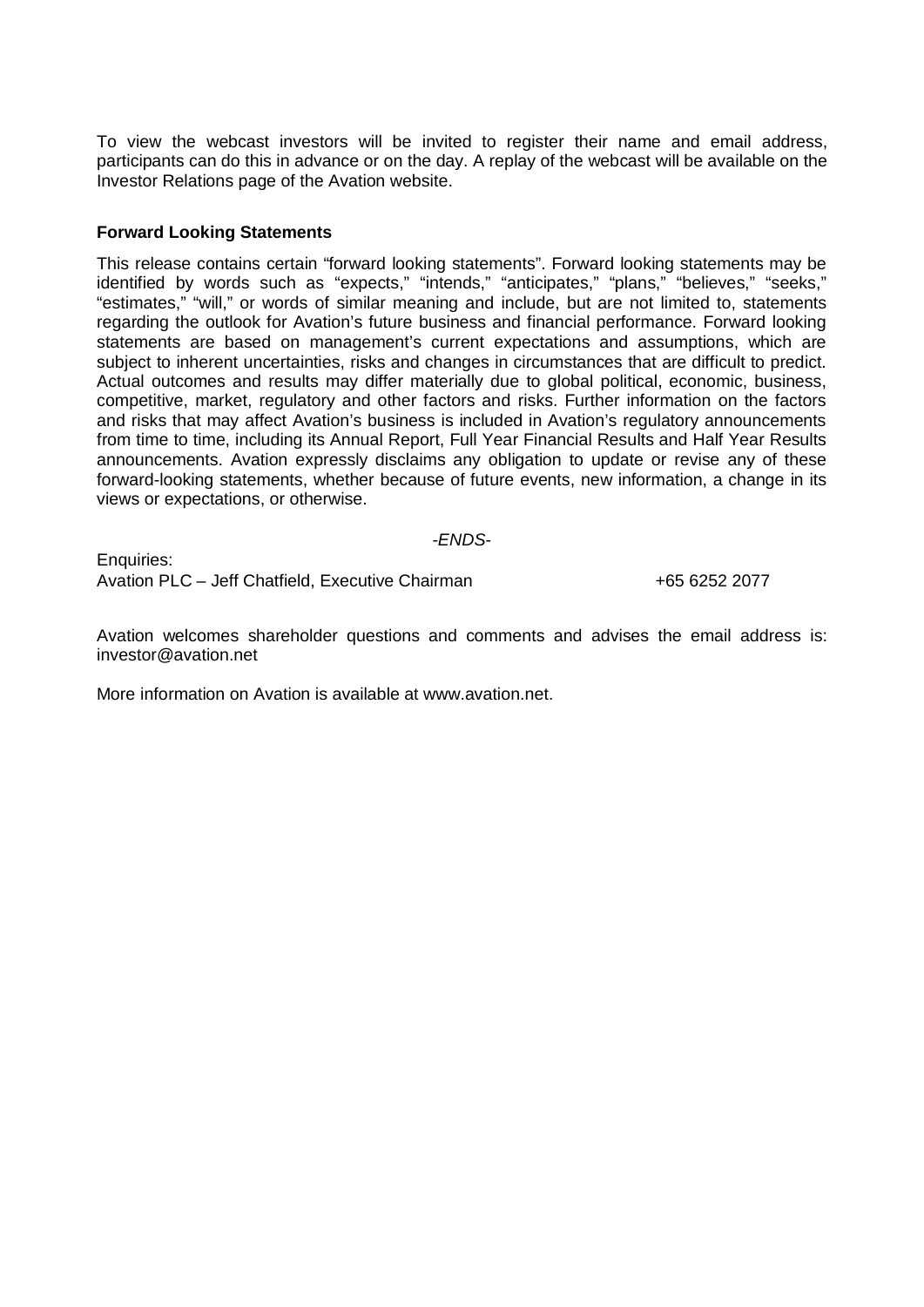To view the webcast investors will be invited to register their name and email address, participants can do this in advance or on the day. A replay of the webcast will be available on the Investor Relations page of the Avation website.

**Forward Looking Statements**

This release contains certain "forward looking statements". Forward looking statements may be identified by words such as "expects," "intends," "anticipates," "plans," "believes," "seeks," "estimates," "will," or words of similar meaning and include, but are not limited to, statements regarding the outlook for Avation's future business and financial performance. Forward looking statements are based on management's current expectations and assumptions, which are subject to inherent uncertainties, risks and changes in circumstances that are difficult to predict. Actual outcomes and results may differ materially due to global political, economic, business, competitive, market, regulatory and other factors and risks. Further information on the factors and risks that may affect Avation's business is included in Avation's regulatory announcements from time to time, including its Annual Report, Full Year Financial Results and Half Year Results announcements. Avation expressly disclaims any obligation to update or revise any of these forward-looking statements, whether because of future events, new information, a change in its views or expectations, or otherwise.

*-ENDS-*

Enquiries:
Avation PLC – Jeff Chatfield, Executive Chairman +65 6252 2077

Avation welcomes shareholder questions and comments and advises the email address is: investor@avation.net

More information on Avation is available at www.avation.net.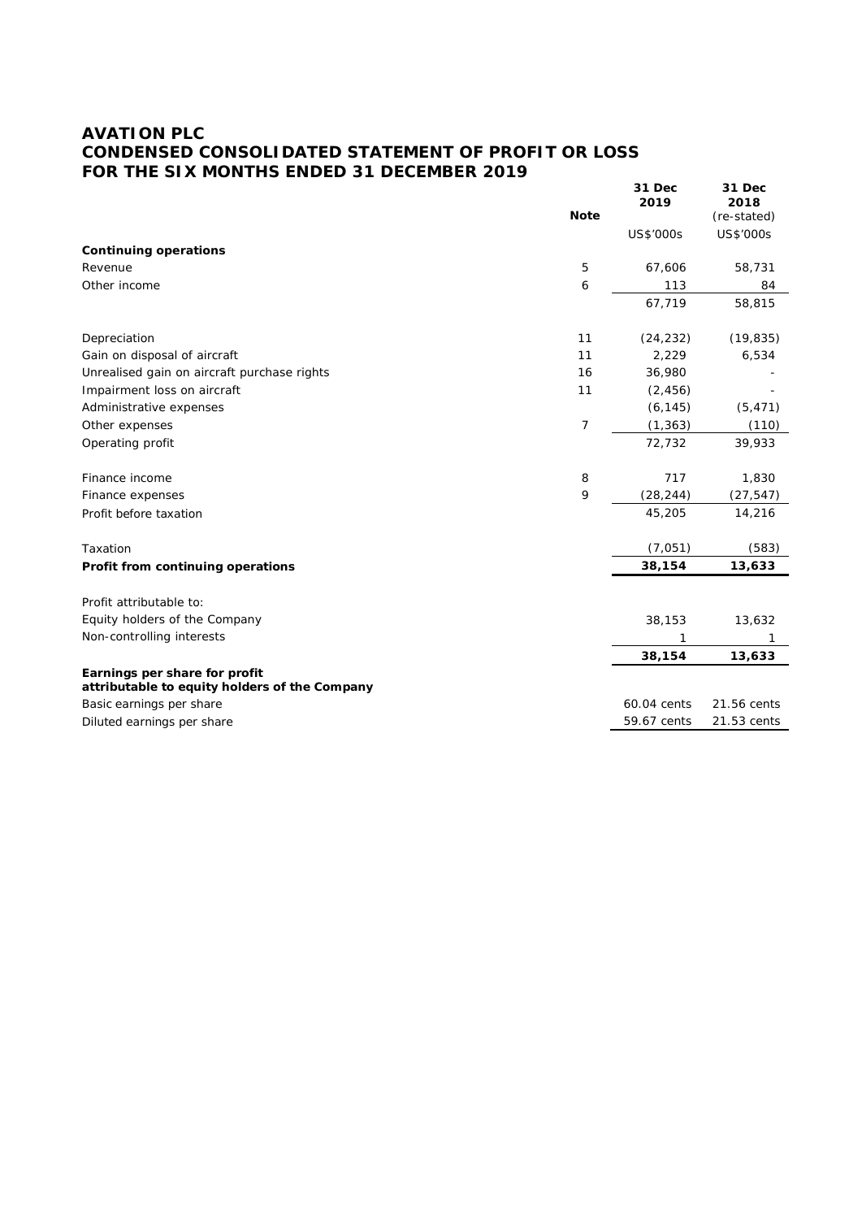# AVATION PLC
## CONDENSED CONSOLIDATED STATEMENT OF PROFIT OR LOSS
## FOR THE SIX MONTHS ENDED 31 DECEMBER 2019

| | Note | 31 Dec 2019 | 31 Dec 2018 (re-stated) |
|---|---|---|---|
| | | US$'000s | US$'000s |
| **Continuing operations** | | | |
| Revenue | 5 | 67,606 | 58,731 |
| Other income | 6 | 113 | 84 |
| | | 67,719 | 58,815 |
| Depreciation | 11 | (24,232) | (19,835) |
| Gain on disposal of aircraft | 11 | 2,229 | 6,534 |
| Unrealised gain on aircraft purchase rights | 16 | 36,980 | - |
| Impairment loss on aircraft | 11 | (2,456) | - |
| Administrative expenses | | (6,145) | (5,471) |
| Other expenses | 7 | (1,363) | (110) |
| Operating profit | | 72,732 | 39,933 |
| Finance income | 8 | 717 | 1,830 |
| Finance expenses | 9 | (28,244) | (27,547) |
| Profit before taxation | | 45,205 | 14,216 |
| Taxation | | (7,051) | (583) |
| **Profit from continuing operations** | | **38,154** | **13,633** |
| Profit attributable to: | | | |
| Equity holders of the Company | | 38,153 | 13,632 |
| Non-controlling interests | | 1 | 1 |
| | | **38,154** | **13,633** |
| **Earnings per share for profit attributable to equity holders of the Company** | | | |
| Basic earnings per share | | 60.04 cents | 21.56 cents |
| Diluted earnings per share | | 59.67 cents | 21.53 cents |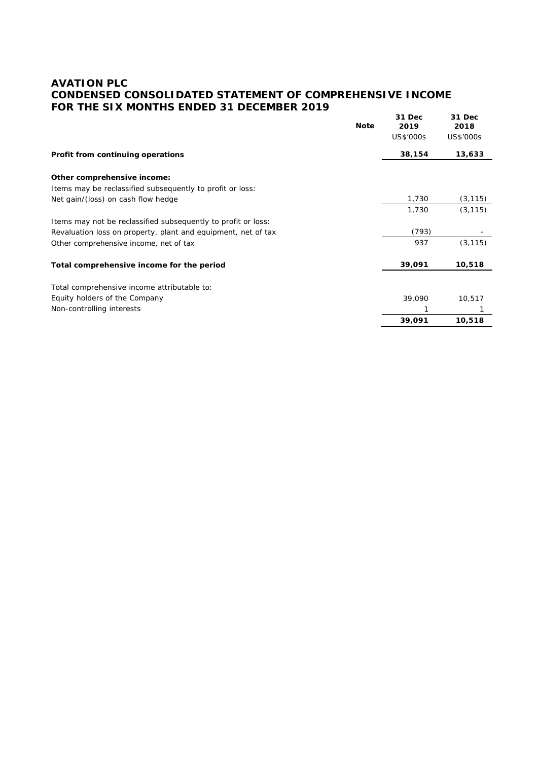# AVATION PLC
## CONDENSED CONSOLIDATED STATEMENT OF COMPREHENSIVE INCOME
## FOR THE SIX MONTHS ENDED 31 DECEMBER 2019

| | Note | 31 Dec 2019 US$'000s | 31 Dec 2018 US$'000s |
|---|---|---|---|
| **Profit from continuing operations** | | **38,154** | **13,633** |
| | | | |
| **Other comprehensive income:** | | | |
| Items may be reclassified subsequently to profit or loss: | | | |
| Net gain/(loss) on cash flow hedge | | 1,730 | (3,115) |
| | | 1,730 | (3,115) |
| Items may not be reclassified subsequently to profit or loss: | | | |
| Revaluation loss on property, plant and equipment, net of tax | | (793) | - |
| Other comprehensive income, net of tax | | 937 | (3,115) |
| | | | |
| **Total comprehensive income for the period** | | **39,091** | **10,518** |
| | | | |
| Total comprehensive income attributable to: | | | |
| Equity holders of the Company | | 39,090 | 10,517 |
| Non-controlling interests | | 1 | 1 |
| | | **39,091** | **10,518** |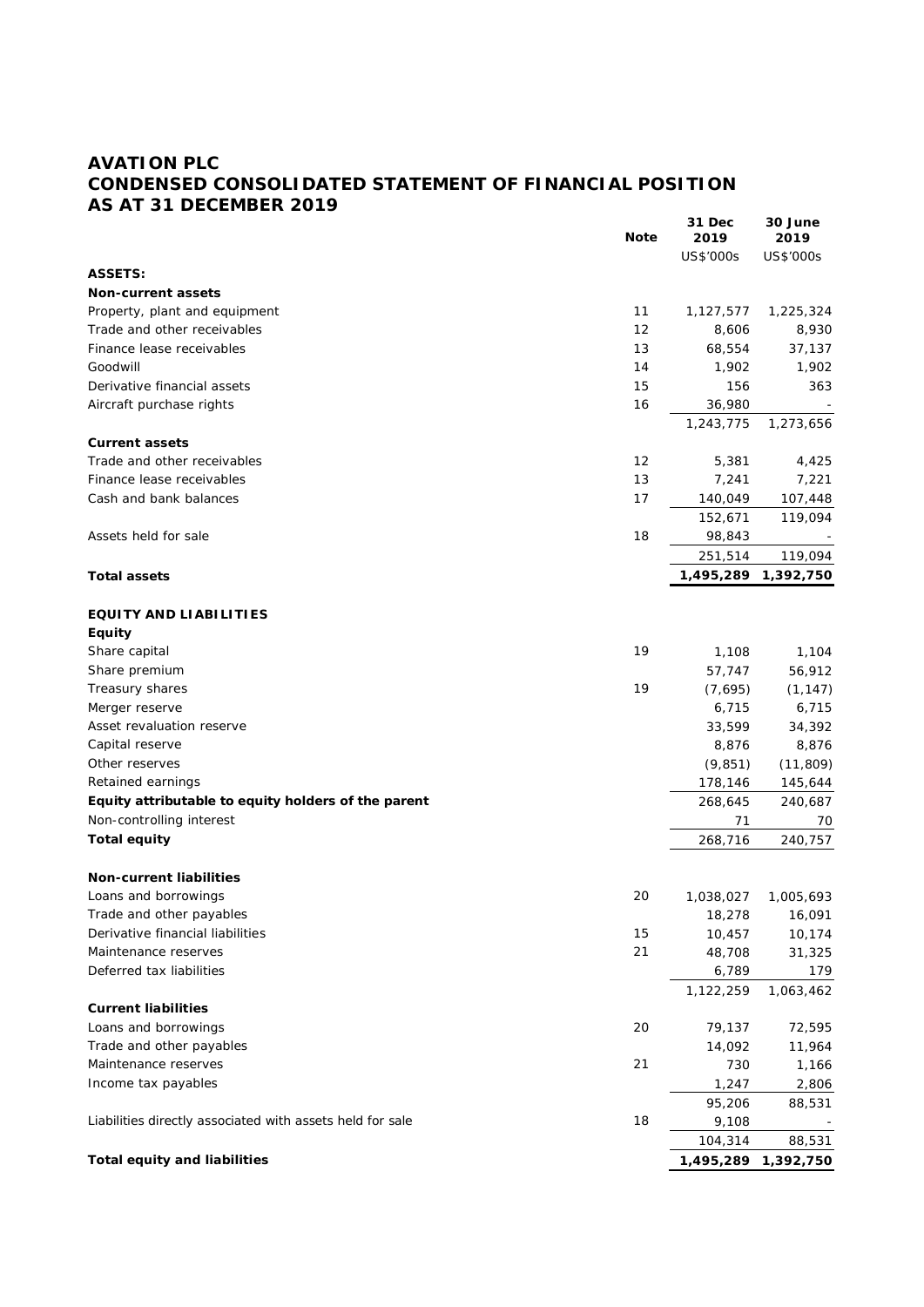# AVATION PLC
## CONDENSED CONSOLIDATED STATEMENT OF FINANCIAL POSITION
## AS AT 31 DECEMBER 2019

| | Note | 31 Dec 2019 | 30 June 2019 |
|---|---|---|---|
| | | US$'000s | US$'000s |
| **ASSETS:** | | | |
| **Non-current assets** | | | |
| Property, plant and equipment | 11 | 1,127,577 | 1,225,324 |
| Trade and other receivables | 12 | 8,606 | 8,930 |
| Finance lease receivables | 13 | 68,554 | 37,137 |
| Goodwill | 14 | 1,902 | 1,902 |
| Derivative financial assets | 15 | 156 | 363 |
| Aircraft purchase rights | 16 | 36,980 | - |
| | | 1,243,775 | 1,273,656 |
| **Current assets** | | | |
| Trade and other receivables | 12 | 5,381 | 4,425 |
| Finance lease receivables | 13 | 7,241 | 7,221 |
| Cash and bank balances | 17 | 140,049 | 107,448 |
| | | 152,671 | 119,094 |
| Assets held for sale | 18 | 98,843 | - |
| | | 251,514 | 119,094 |
| **Total assets** | | **1,495,289** | **1,392,750** |
| | | | |
| **EQUITY AND LIABILITIES** | | | |
| **Equity** | | | |
| Share capital | 19 | 1,108 | 1,104 |
| Share premium | | 57,747 | 56,912 |
| Treasury shares | 19 | (7,695) | (1,147) |
| Merger reserve | | 6,715 | 6,715 |
| Asset revaluation reserve | | 33,599 | 34,392 |
| Capital reserve | | 8,876 | 8,876 |
| Other reserves | | (9,851) | (11,809) |
| Retained earnings | | 178,146 | 145,644 |
| **Equity attributable to equity holders of the parent** | | 268,645 | 240,687 |
| Non-controlling interest | | 71 | 70 |
| **Total equity** | | 268,716 | 240,757 |
| | | | |
| **Non-current liabilities** | | | |
| Loans and borrowings | 20 | 1,038,027 | 1,005,693 |
| Trade and other payables | | 18,278 | 16,091 |
| Derivative financial liabilities | 15 | 10,457 | 10,174 |
| Maintenance reserves | 21 | 48,708 | 31,325 |
| Deferred tax liabilities | | 6,789 | 179 |
| | | 1,122,259 | 1,063,462 |
| **Current liabilities** | | | |
| Loans and borrowings | 20 | 79,137 | 72,595 |
| Trade and other payables | | 14,092 | 11,964 |
| Maintenance reserves | 21 | 730 | 1,166 |
| Income tax payables | | 1,247 | 2,806 |
| | | 95,206 | 88,531 |
| Liabilities directly associated with assets held for sale | 18 | 9,108 | - |
| | | 104,314 | 88,531 |
| **Total equity and liabilities** | | **1,495,289** | **1,392,750** |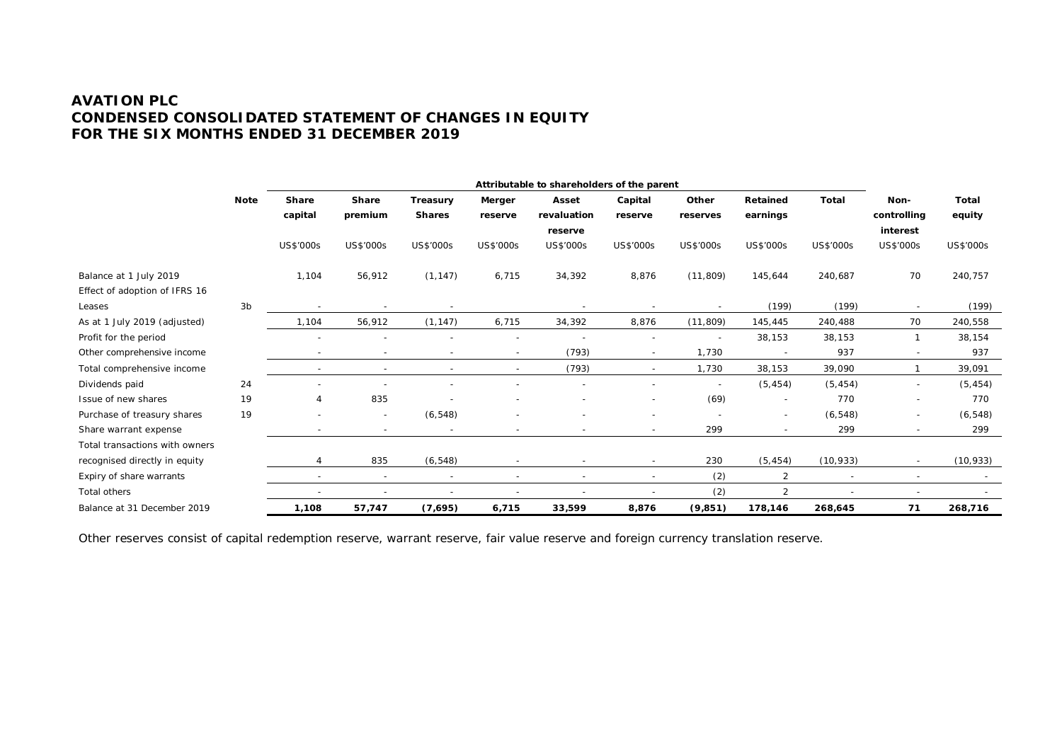# AVATION PLC
## CONDENSED CONSOLIDATED STATEMENT OF CHANGES IN EQUITY
## FOR THE SIX MONTHS ENDED 31 DECEMBER 2019

| | | Attributable to shareholders of the parent | | | | | | | | | | |
|---|---|---|---|---|---|---|---|---|---|---|---|---|
| | **Note** | **Share capital** | **Share premium** | **Treasury Shares** | **Merger reserve** | **Asset revaluation reserve** | **Capital reserve** | **Other reserves** | **Retained earnings** | **Total** | **Non-controlling interest** | **Total equity** |
| | | US$'000s | US$'000s | US$'000s | US$'000s | US$'000s | US$'000s | US$'000s | US$'000s | US$'000s | US$'000s | US$'000s |
| Balance at 1 July 2019 | | 1,104 | 56,912 | (1,147) | 6,715 | 34,392 | 8,876 | (11,809) | 145,644 | 240,687 | 70 | 240,757 |
| Effect of adoption of IFRS 16 Leases | 3b | - | - | - | | - | - | - | (199) | (199) | - | (199) |
| As at 1 July 2019 (adjusted) | | 1,104 | 56,912 | (1,147) | 6,715 | 34,392 | 8,876 | (11,809) | 145,445 | 240,488 | 70 | 240,558 |
| Profit for the period | | - | - | - | - | - | - | - | 38,153 | 38,153 | 1 | 38,154 |
| Other comprehensive income | | - | - | - | - | (793) | - | 1,730 | - | 937 | - | 937 |
| Total comprehensive income | | - | - | - | - | (793) | - | 1,730 | 38,153 | 39,090 | 1 | 39,091 |
| Dividends paid | 24 | - | - | - | - | - | - | - | (5,454) | (5,454) | - | (5,454) |
| Issue of new shares | 19 | 4 | 835 | - | - | - | - | (69) | - | 770 | - | 770 |
| Purchase of treasury shares | 19 | - | - | (6,548) | - | - | - | - | - | (6,548) | - | (6,548) |
| Share warrant expense | | - | - | - | - | - | - | 299 | - | 299 | - | 299 |
| Total transactions with owners recognised directly in equity | | 4 | 835 | (6,548) | - | - | - | 230 | (5,454) | (10,933) | - | (10,933) |
| Expiry of share warrants | | - | - | - | - | - | - | (2) | 2 | - | - | - |
| Total others | | - | - | - | - | - | - | (2) | 2 | - | - | - |
| Balance at 31 December 2019 | | **1,108** | **57,747** | **(7,695)** | **6,715** | **33,599** | **8,876** | **(9,851)** | **178,146** | **268,645** | **71** | **268,716** |

Other reserves consist of capital redemption reserve, warrant reserve, fair value reserve and foreign currency translation reserve.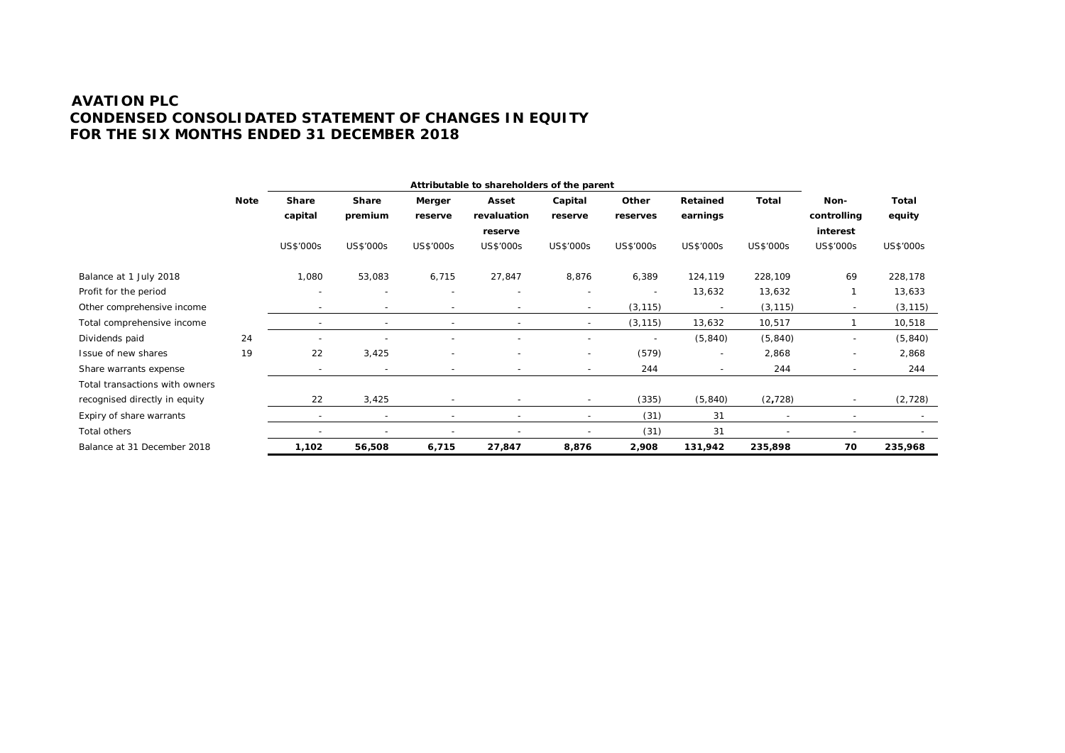# AVATION PLC
## CONDENSED CONSOLIDATED STATEMENT OF CHANGES IN EQUITY
## FOR THE SIX MONTHS ENDED 31 DECEMBER 2018

| | Note | Attributable to shareholders of the parent | | | | | | | | | |
|---|---|---|---|---|---|---|---|---|---|---|---|
| | | Share capital | Share premium | Merger reserve | Asset revaluation reserve | Capital reserve | Other reserves | Retained earnings | Total | Non-controlling interest | Total equity |
| | | US$'000s | US$'000s | US$'000s | US$'000s | US$'000s | US$'000s | US$'000s | US$'000s | US$'000s | US$'000s |
| Balance at 1 July 2018 | | 1,080 | 53,083 | 6,715 | 27,847 | 8,876 | 6,389 | 124,119 | 228,109 | 69 | 228,178 |
| Profit for the period | | - | - | - | - | - | - | 13,632 | 13,632 | 1 | 13,633 |
| Other comprehensive income | | - | - | - | - | - | (3,115) | - | (3,115) | - | (3,115) |
| Total comprehensive income | | - | - | - | - | - | (3,115) | 13,632 | 10,517 | 1 | 10,518 |
| Dividends paid | 24 | - | - | - | - | - | - | (5,840) | (5,840) | - | (5,840) |
| Issue of new shares | 19 | 22 | 3,425 | - | - | - | (579) | - | 2,868 | - | 2,868 |
| Share warrants expense | | - | - | - | - | - | 244 | - | 244 | - | 244 |
| Total transactions with owners recognised directly in equity | | 22 | 3,425 | - | - | - | (335) | (5,840) | (2,728) | - | (2,728) |
| Expiry of share warrants | | - | - | - | - | - | (31) | 31 | - | - | - |
| Total others | | - | - | - | - | - | (31) | 31 | - | - | - |
| Balance at 31 December 2018 | | **1,102** | **56,508** | **6,715** | **27,847** | **8,876** | **2,908** | **131,942** | **235,898** | **70** | **235,968** |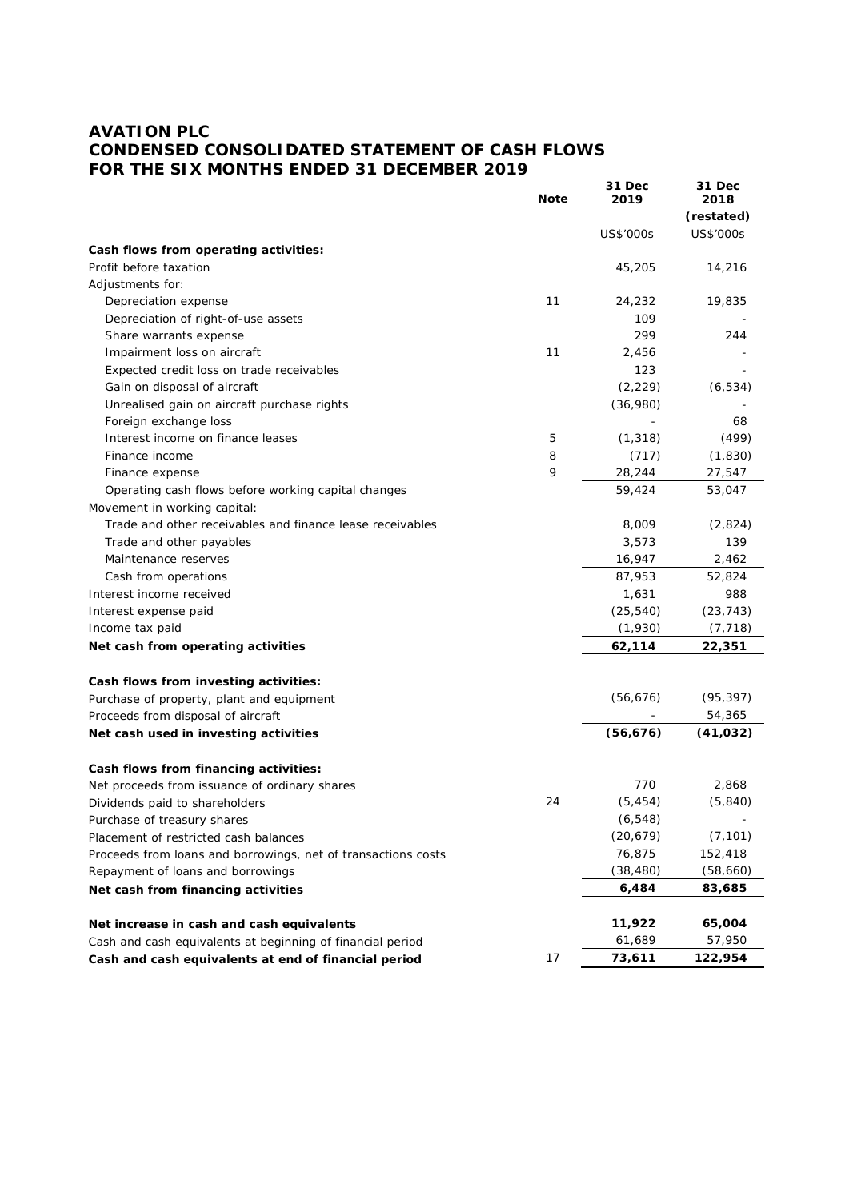# AVATION PLC
## CONDENSED CONSOLIDATED STATEMENT OF CASH FLOWS
## FOR THE SIX MONTHS ENDED 31 DECEMBER 2019

| | Note | 31 Dec 2019 | 31 Dec 2018 (restated) |
|---|---|---|---|
| | | US$'000s | US$'000s |
| **Cash flows from operating activities:** | | | |
| Profit before taxation | | 45,205 | 14,216 |
| Adjustments for: | | | |
| Depreciation expense | 11 | 24,232 | 19,835 |
| Depreciation of right-of-use assets | | 109 | - |
| Share warrants expense | | 299 | 244 |
| Impairment loss on aircraft | 11 | 2,456 | - |
| Expected credit loss on trade receivables | | 123 | - |
| Gain on disposal of aircraft | | (2,229) | (6,534) |
| Unrealised gain on aircraft purchase rights | | (36,980) | - |
| Foreign exchange loss | | - | 68 |
| Interest income on finance leases | 5 | (1,318) | (499) |
| Finance income | 8 | (717) | (1,830) |
| Finance expense | 9 | 28,244 | 27,547 |
| Operating cash flows before working capital changes | | 59,424 | 53,047 |
| Movement in working capital: | | | |
| Trade and other receivables and finance lease receivables | | 8,009 | (2,824) |
| Trade and other payables | | 3,573 | 139 |
| Maintenance reserves | | 16,947 | 2,462 |
| Cash from operations | | 87,953 | 52,824 |
| Interest income received | | 1,631 | 988 |
| Interest expense paid | | (25,540) | (23,743) |
| Income tax paid | | (1,930) | (7,718) |
| **Net cash from operating activities** | | **62,114** | **22,351** |
| | | | |
| **Cash flows from investing activities:** | | | |
| Purchase of property, plant and equipment | | (56,676) | (95,397) |
| Proceeds from disposal of aircraft | | - | 54,365 |
| **Net cash used in investing activities** | | **(56,676)** | **(41,032)** |
| | | | |
| **Cash flows from financing activities:** | | | |
| Net proceeds from issuance of ordinary shares | | 770 | 2,868 |
| Dividends paid to shareholders | 24 | (5,454) | (5,840) |
| Purchase of treasury shares | | (6,548) | - |
| Placement of restricted cash balances | | (20,679) | (7,101) |
| Proceeds from loans and borrowings, net of transactions costs | | 76,875 | 152,418 |
| Repayment of loans and borrowings | | (38,480) | (58,660) |
| **Net cash from financing activities** | | **6,484** | **83,685** |
| | | | |
| **Net increase in cash and cash equivalents** | | **11,922** | **65,004** |
| Cash and cash equivalents at beginning of financial period | | 61,689 | 57,950 |
| **Cash and cash equivalents at end of financial period** | 17 | **73,611** | **122,954** |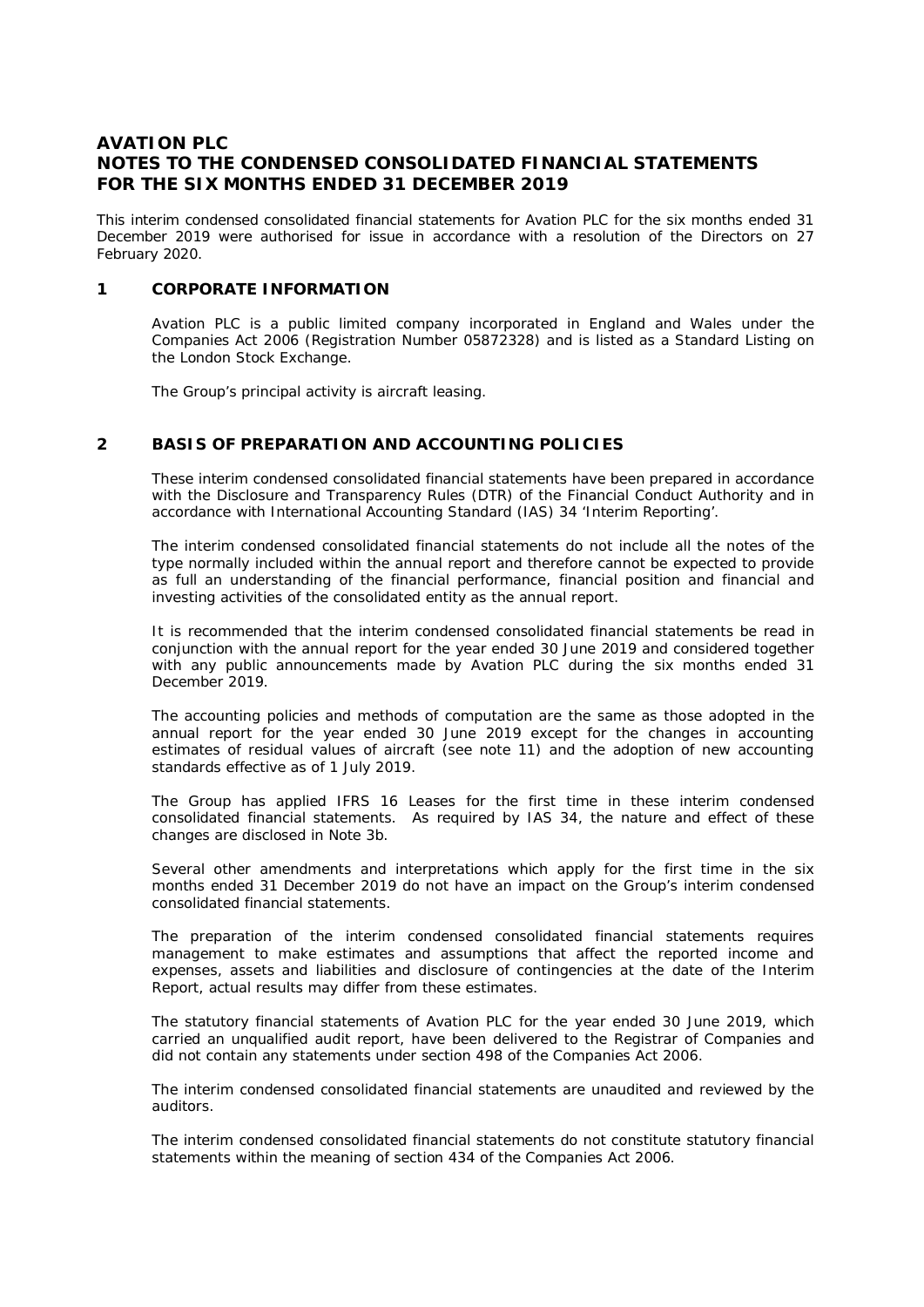# AVATION PLC
# NOTES TO THE CONDENSED CONSOLIDATED FINANCIAL STATEMENTS
# FOR THE SIX MONTHS ENDED 31 DECEMBER 2019

This interim condensed consolidated financial statements for Avation PLC for the six months ended 31 December 2019 were authorised for issue in accordance with a resolution of the Directors on 27 February 2020.

## 1 CORPORATE INFORMATION

Avation PLC is a public limited company incorporated in England and Wales under the Companies Act 2006 (Registration Number 05872328) and is listed as a Standard Listing on the London Stock Exchange.

The Group's principal activity is aircraft leasing.

## 2 BASIS OF PREPARATION AND ACCOUNTING POLICIES

These interim condensed consolidated financial statements have been prepared in accordance with the Disclosure and Transparency Rules (DTR) of the Financial Conduct Authority and in accordance with International Accounting Standard (IAS) 34 'Interim Reporting'.

The interim condensed consolidated financial statements do not include all the notes of the type normally included within the annual report and therefore cannot be expected to provide as full an understanding of the financial performance, financial position and financial and investing activities of the consolidated entity as the annual report.

It is recommended that the interim condensed consolidated financial statements be read in conjunction with the annual report for the year ended 30 June 2019 and considered together with any public announcements made by Avation PLC during the six months ended 31 December 2019.

The accounting policies and methods of computation are the same as those adopted in the annual report for the year ended 30 June 2019 except for the changes in accounting estimates of residual values of aircraft (see note 11) and the adoption of new accounting standards effective as of 1 July 2019.

The Group has applied IFRS 16 Leases for the first time in these interim condensed consolidated financial statements. As required by IAS 34, the nature and effect of these changes are disclosed in Note 3b.

Several other amendments and interpretations which apply for the first time in the six months ended 31 December 2019 do not have an impact on the Group's interim condensed consolidated financial statements.

The preparation of the interim condensed consolidated financial statements requires management to make estimates and assumptions that affect the reported income and expenses, assets and liabilities and disclosure of contingencies at the date of the Interim Report, actual results may differ from these estimates.

The statutory financial statements of Avation PLC for the year ended 30 June 2019, which carried an unqualified audit report, have been delivered to the Registrar of Companies and did not contain any statements under section 498 of the Companies Act 2006.

The interim condensed consolidated financial statements are unaudited and reviewed by the auditors.

The interim condensed consolidated financial statements do not constitute statutory financial statements within the meaning of section 434 of the Companies Act 2006.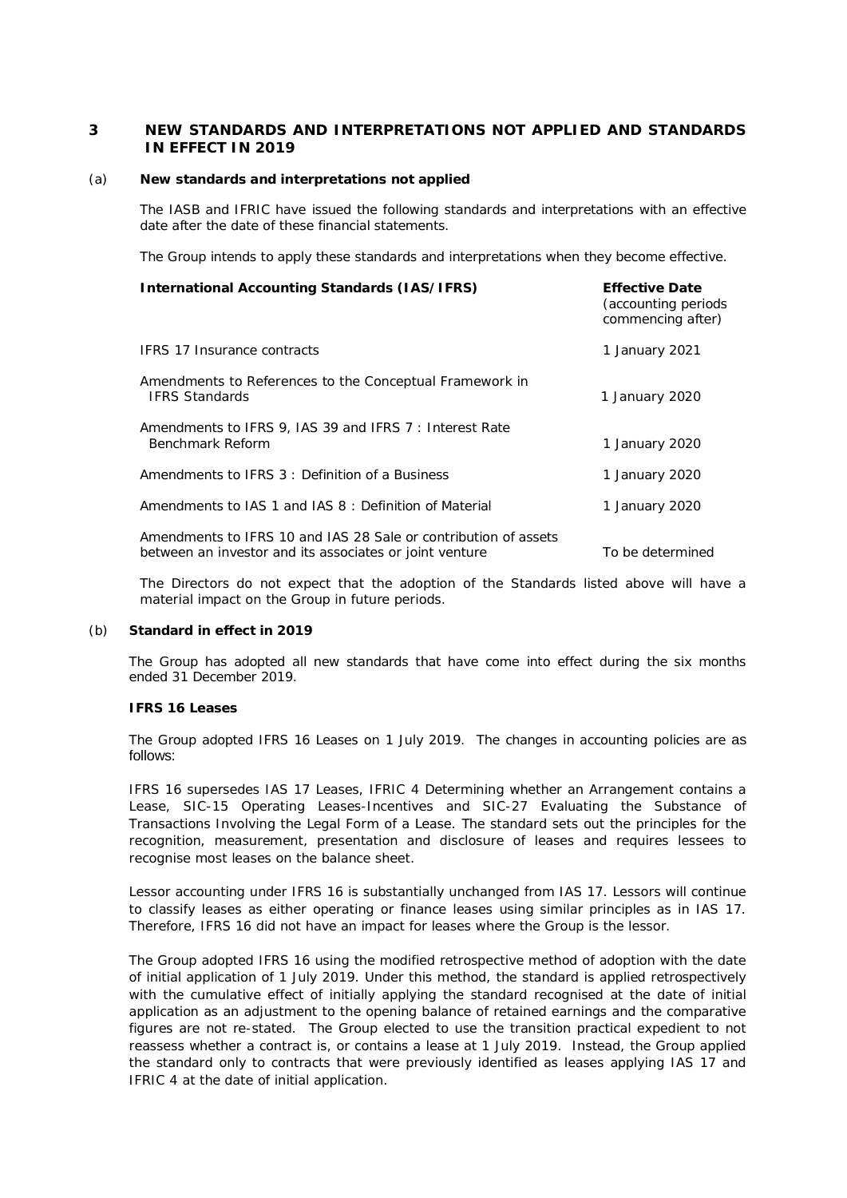## 3 NEW STANDARDS AND INTERPRETATIONS NOT APPLIED AND STANDARDS IN EFFECT IN 2019

### (a) New standards and interpretations not applied

The IASB and IFRIC have issued the following standards and interpretations with an effective date after the date of these financial statements.

The Group intends to apply these standards and interpretations when they become effective.

| **International Accounting Standards (IAS/IFRS)** | **Effective Date** (accounting periods commencing after) |
|---|---|
| IFRS 17 Insurance contracts | 1 January 2021 |
| Amendments to References to the Conceptual Framework in IFRS Standards | 1 January 2020 |
| Amendments to IFRS 9, IAS 39 and IFRS 7 : Interest Rate Benchmark Reform | 1 January 2020 |
| Amendments to IFRS 3 : Definition of a Business | 1 January 2020 |
| Amendments to IAS 1 and IAS 8 : Definition of Material | 1 January 2020 |
| Amendments to IFRS 10 and IAS 28 Sale or contribution of assets between an investor and its associates or joint venture | To be determined |

The Directors do not expect that the adoption of the Standards listed above will have a material impact on the Group in future periods.

### (b) Standard in effect in 2019

The Group has adopted all new standards that have come into effect during the six months ended 31 December 2019.

**IFRS 16 Leases**

The Group adopted IFRS 16 Leases on 1 July 2019. The changes in accounting policies are as follows:

IFRS 16 supersedes IAS 17 Leases, IFRIC 4 Determining whether an Arrangement contains a Lease, SIC-15 Operating Leases-Incentives and SIC-27 Evaluating the Substance of Transactions Involving the Legal Form of a Lease. The standard sets out the principles for the recognition, measurement, presentation and disclosure of leases and requires lessees to recognise most leases on the balance sheet.

Lessor accounting under IFRS 16 is substantially unchanged from IAS 17. Lessors will continue to classify leases as either operating or finance leases using similar principles as in IAS 17. Therefore, IFRS 16 did not have an impact for leases where the Group is the lessor.

The Group adopted IFRS 16 using the modified retrospective method of adoption with the date of initial application of 1 July 2019. Under this method, the standard is applied retrospectively with the cumulative effect of initially applying the standard recognised at the date of initial application as an adjustment to the opening balance of retained earnings and the comparative figures are not re-stated. The Group elected to use the transition practical expedient to not reassess whether a contract is, or contains a lease at 1 July 2019. Instead, the Group applied the standard only to contracts that were previously identified as leases applying IAS 17 and IFRIC 4 at the date of initial application.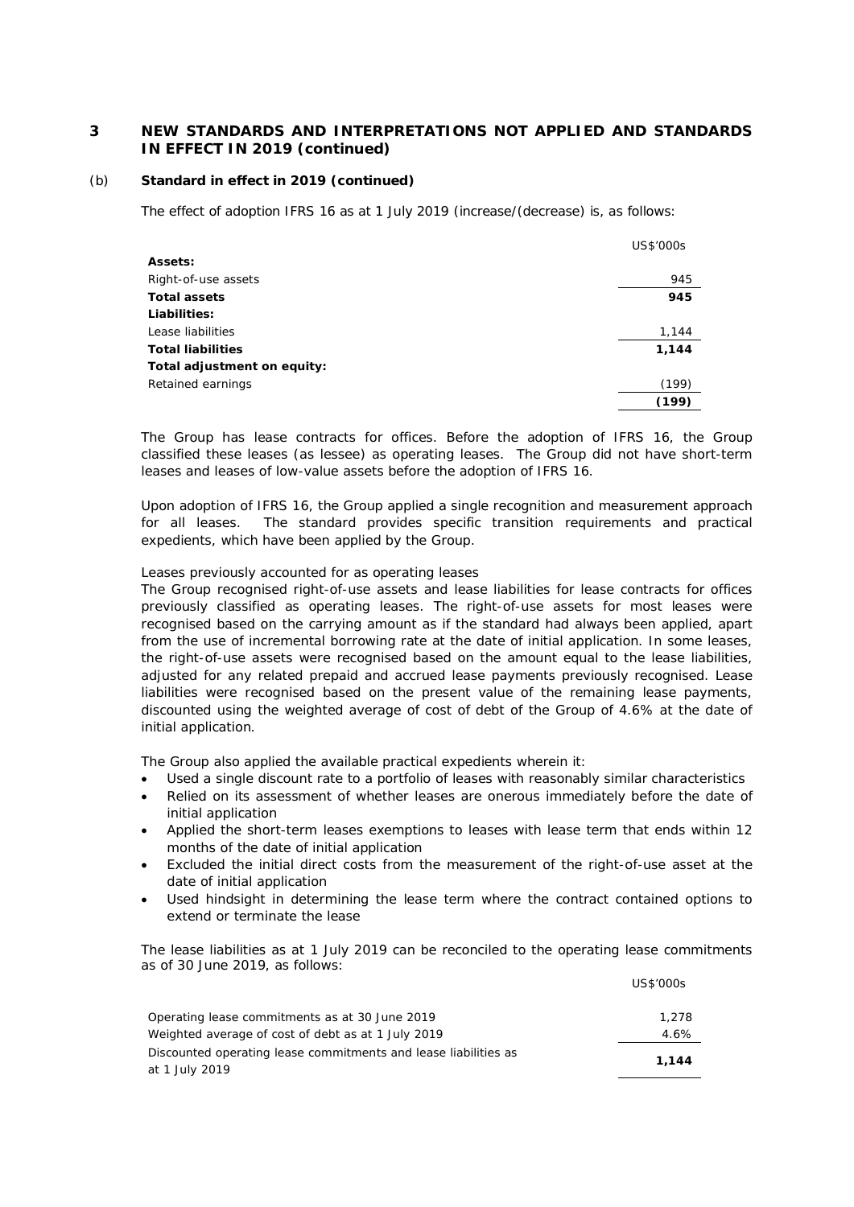## 3 NEW STANDARDS AND INTERPRETATIONS NOT APPLIED AND STANDARDS IN EFFECT IN 2019 (continued)

### (b) Standard in effect in 2019 (continued)

The effect of adoption IFRS 16 as at 1 July 2019 (increase/(decrease) is, as follows:

| | US$'000s |
|---|---|
| **Assets:** | |
| Right-of-use assets | 945 |
| **Total assets** | **945** |
| **Liabilities:** | |
| Lease liabilities | 1,144 |
| **Total liabilities** | **1,144** |
| **Total adjustment on equity:** | |
| Retained earnings | (199) |
| | **(199)** |

The Group has lease contracts for offices. Before the adoption of IFRS 16, the Group classified these leases (as lessee) as operating leases. The Group did not have short-term leases and leases of low-value assets before the adoption of IFRS 16.

Upon adoption of IFRS 16, the Group applied a single recognition and measurement approach for all leases. The standard provides specific transition requirements and practical expedients, which have been applied by the Group.

*Leases previously accounted for as operating leases*

The Group recognised right-of-use assets and lease liabilities for lease contracts for offices previously classified as operating leases. The right-of-use assets for most leases were recognised based on the carrying amount as if the standard had always been applied, apart from the use of incremental borrowing rate at the date of initial application. In some leases, the right-of-use assets were recognised based on the amount equal to the lease liabilities, adjusted for any related prepaid and accrued lease payments previously recognised. Lease liabilities were recognised based on the present value of the remaining lease payments, discounted using the weighted average of cost of debt of the Group of 4.6% at the date of initial application.

The Group also applied the available practical expedients wherein it:

- Used a single discount rate to a portfolio of leases with reasonably similar characteristics
- Relied on its assessment of whether leases are onerous immediately before the date of initial application
- Applied the short-term leases exemptions to leases with lease term that ends within 12 months of the date of initial application
- Excluded the initial direct costs from the measurement of the right-of-use asset at the date of initial application
- Used hindsight in determining the lease term where the contract contained options to extend or terminate the lease

The lease liabilities as at 1 July 2019 can be reconciled to the operating lease commitments as of 30 June 2019, as follows:

| | US$'000s |
|---|---|
| Operating lease commitments as at 30 June 2019 | 1,278 |
| Weighted average of cost of debt as at 1 July 2019 | 4.6% |
| Discounted operating lease commitments and lease liabilities as at 1 July 2019 | **1,144** |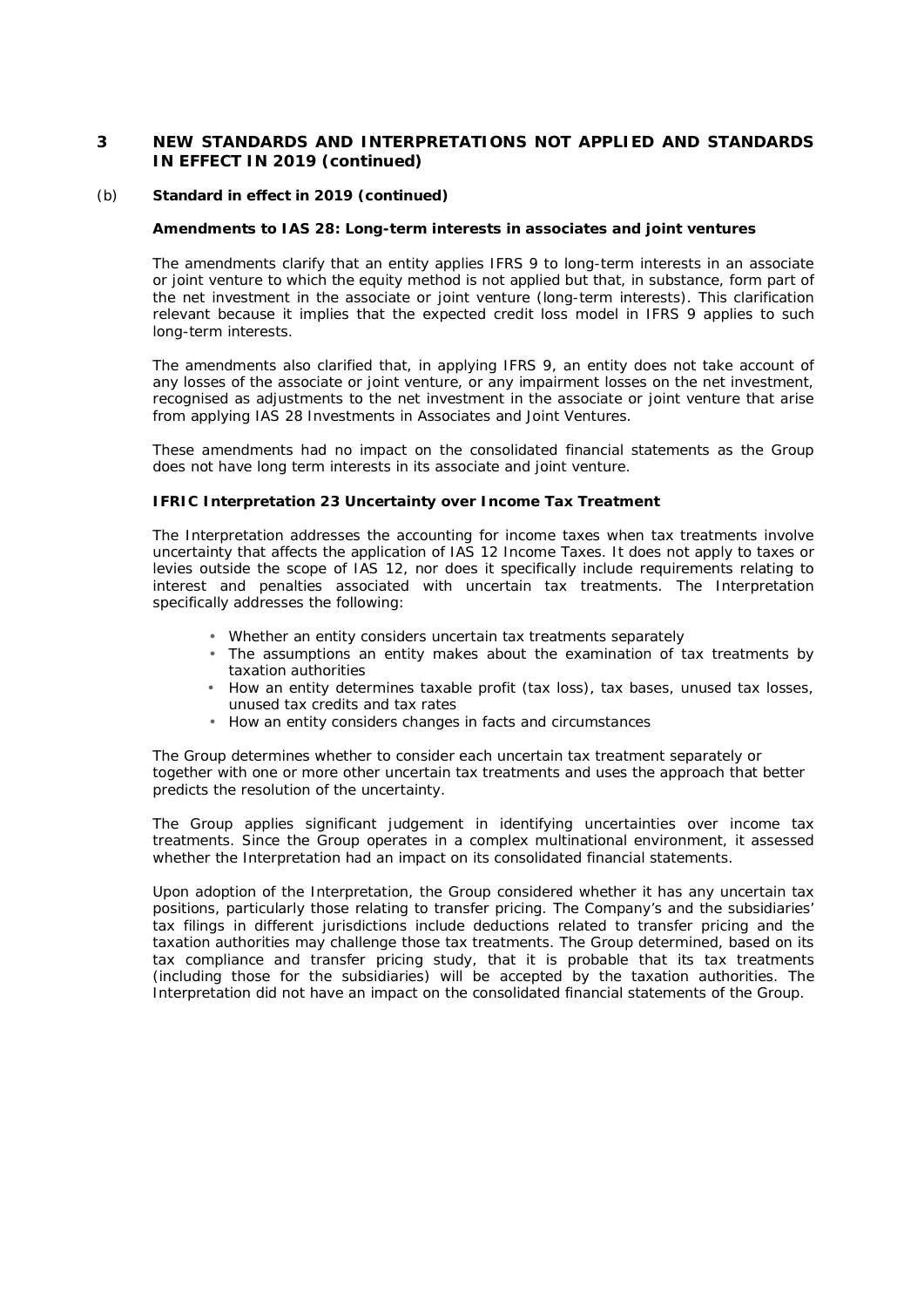## 3 NEW STANDARDS AND INTERPRETATIONS NOT APPLIED AND STANDARDS IN EFFECT IN 2019 (continued)

### (b) Standard in effect in 2019 (continued)

**Amendments to IAS 28: Long-term interests in associates and joint ventures**

The amendments clarify that an entity applies IFRS 9 to long-term interests in an associate or joint venture to which the equity method is not applied but that, in substance, form part of the net investment in the associate or joint venture (long-term interests). This clarification relevant because it implies that the expected credit loss model in IFRS 9 applies to such long-term interests.

The amendments also clarified that, in applying IFRS 9, an entity does not take account of any losses of the associate or joint venture, or any impairment losses on the net investment, recognised as adjustments to the net investment in the associate or joint venture that arise from applying IAS 28 Investments in Associates and Joint Ventures.

These amendments had no impact on the consolidated financial statements as the Group does not have long term interests in its associate and joint venture.

**IFRIC Interpretation 23 Uncertainty over Income Tax Treatment**

The Interpretation addresses the accounting for income taxes when tax treatments involve uncertainty that affects the application of IAS 12 Income Taxes. It does not apply to taxes or levies outside the scope of IAS 12, nor does it specifically include requirements relating to interest and penalties associated with uncertain tax treatments. The Interpretation specifically addresses the following:

- Whether an entity considers uncertain tax treatments separately
- The assumptions an entity makes about the examination of tax treatments by taxation authorities
- How an entity determines taxable profit (tax loss), tax bases, unused tax losses, unused tax credits and tax rates
- How an entity considers changes in facts and circumstances

The Group determines whether to consider each uncertain tax treatment separately or together with one or more other uncertain tax treatments and uses the approach that better predicts the resolution of the uncertainty.

The Group applies significant judgement in identifying uncertainties over income tax treatments. Since the Group operates in a complex multinational environment, it assessed whether the Interpretation had an impact on its consolidated financial statements.

Upon adoption of the Interpretation, the Group considered whether it has any uncertain tax positions, particularly those relating to transfer pricing. The Company's and the subsidiaries' tax filings in different jurisdictions include deductions related to transfer pricing and the taxation authorities may challenge those tax treatments. The Group determined, based on its tax compliance and transfer pricing study, that it is probable that its tax treatments (including those for the subsidiaries) will be accepted by the taxation authorities. The Interpretation did not have an impact on the consolidated financial statements of the Group.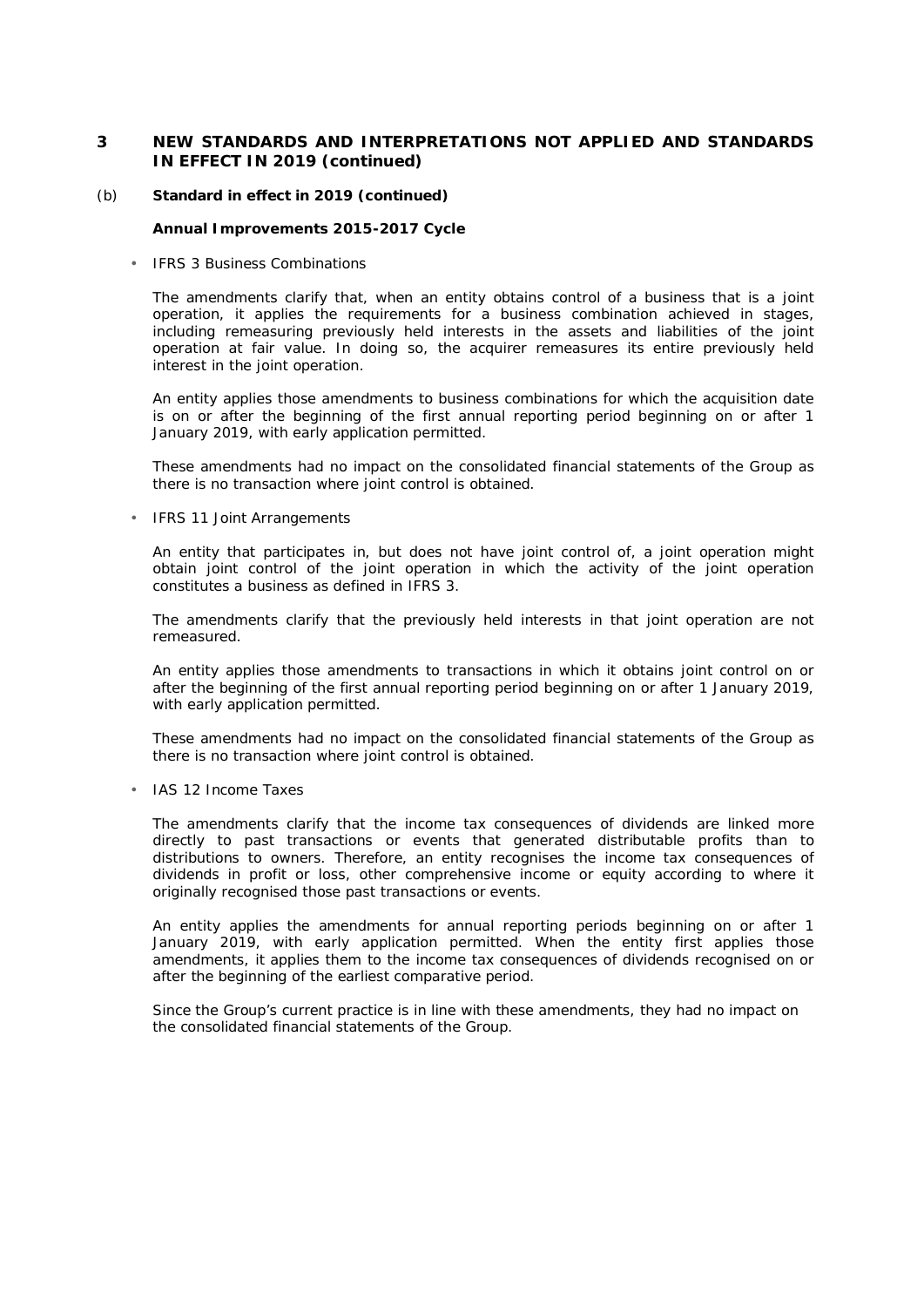## 3 NEW STANDARDS AND INTERPRETATIONS NOT APPLIED AND STANDARDS IN EFFECT IN 2019 (continued)

### (b) Standard in effect in 2019 (continued)

**Annual Improvements 2015-2017 Cycle**

- IFRS 3 Business Combinations

  The amendments clarify that, when an entity obtains control of a business that is a joint operation, it applies the requirements for a business combination achieved in stages, including remeasuring previously held interests in the assets and liabilities of the joint operation at fair value. In doing so, the acquirer remeasures its entire previously held interest in the joint operation.

  An entity applies those amendments to business combinations for which the acquisition date is on or after the beginning of the first annual reporting period beginning on or after 1 January 2019, with early application permitted.

  These amendments had no impact on the consolidated financial statements of the Group as there is no transaction where joint control is obtained.

- IFRS 11 Joint Arrangements

  An entity that participates in, but does not have joint control of, a joint operation might obtain joint control of the joint operation in which the activity of the joint operation constitutes a business as defined in IFRS 3.

  The amendments clarify that the previously held interests in that joint operation are not remeasured.

  An entity applies those amendments to transactions in which it obtains joint control on or after the beginning of the first annual reporting period beginning on or after 1 January 2019, with early application permitted.

  These amendments had no impact on the consolidated financial statements of the Group as there is no transaction where joint control is obtained.

- IAS 12 Income Taxes

  The amendments clarify that the income tax consequences of dividends are linked more directly to past transactions or events that generated distributable profits than to distributions to owners. Therefore, an entity recognises the income tax consequences of dividends in profit or loss, other comprehensive income or equity according to where it originally recognised those past transactions or events.

  An entity applies the amendments for annual reporting periods beginning on or after 1 January 2019, with early application permitted. When the entity first applies those amendments, it applies them to the income tax consequences of dividends recognised on or after the beginning of the earliest comparative period.

  Since the Group's current practice is in line with these amendments, they had no impact on the consolidated financial statements of the Group.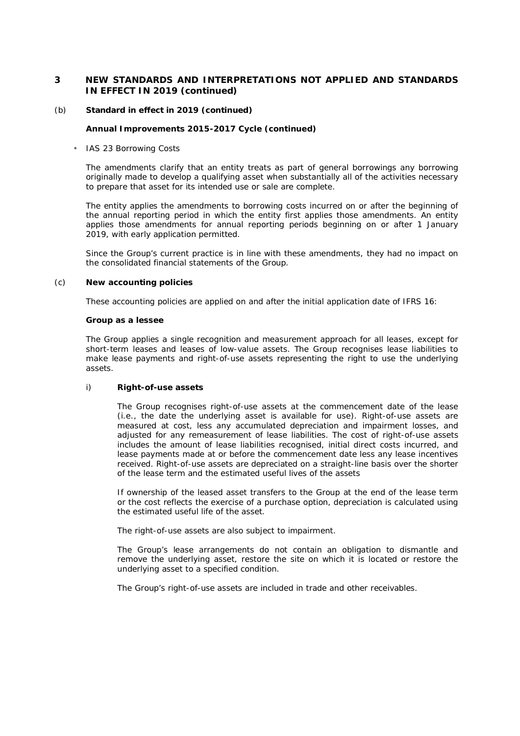## 3 NEW STANDARDS AND INTERPRETATIONS NOT APPLIED AND STANDARDS IN EFFECT IN 2019 (continued)

### (b) Standard in effect in 2019 (continued)

**Annual Improvements 2015-2017 Cycle (continued)**

- IAS 23 Borrowing Costs

The amendments clarify that an entity treats as part of general borrowings any borrowing originally made to develop a qualifying asset when substantially all of the activities necessary to prepare that asset for its intended use or sale are complete.

The entity applies the amendments to borrowing costs incurred on or after the beginning of the annual reporting period in which the entity first applies those amendments. An entity applies those amendments for annual reporting periods beginning on or after 1 January 2019, with early application permitted.

Since the Group's current practice is in line with these amendments, they had no impact on the consolidated financial statements of the Group.

### (c) New accounting policies

These accounting policies are applied on and after the initial application date of IFRS 16:

**Group as a lessee**

The Group applies a single recognition and measurement approach for all leases, except for short-term leases and leases of low-value assets. The Group recognises lease liabilities to make lease payments and right-of-use assets representing the right to use the underlying assets.

i) **Right-of-use assets**

The Group recognises right-of-use assets at the commencement date of the lease (i.e., the date the underlying asset is available for use). Right-of-use assets are measured at cost, less any accumulated depreciation and impairment losses, and adjusted for any remeasurement of lease liabilities. The cost of right-of-use assets includes the amount of lease liabilities recognised, initial direct costs incurred, and lease payments made at or before the commencement date less any lease incentives received. Right-of-use assets are depreciated on a straight-line basis over the shorter of the lease term and the estimated useful lives of the assets

If ownership of the leased asset transfers to the Group at the end of the lease term or the cost reflects the exercise of a purchase option, depreciation is calculated using the estimated useful life of the asset.

The right-of-use assets are also subject to impairment.

The Group's lease arrangements do not contain an obligation to dismantle and remove the underlying asset, restore the site on which it is located or restore the underlying asset to a specified condition.

The Group's right-of-use assets are included in trade and other receivables.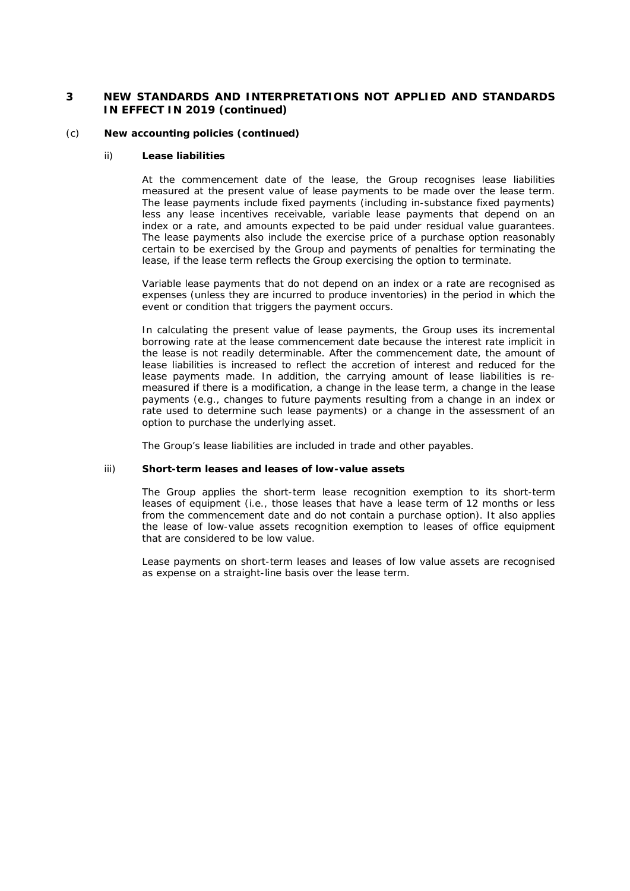## 3 NEW STANDARDS AND INTERPRETATIONS NOT APPLIED AND STANDARDS IN EFFECT IN 2019 (continued)

### (c) New accounting policies (continued)

#### ii) Lease liabilities

At the commencement date of the lease, the Group recognises lease liabilities measured at the present value of lease payments to be made over the lease term. The lease payments include fixed payments (including in-substance fixed payments) less any lease incentives receivable, variable lease payments that depend on an index or a rate, and amounts expected to be paid under residual value guarantees. The lease payments also include the exercise price of a purchase option reasonably certain to be exercised by the Group and payments of penalties for terminating the lease, if the lease term reflects the Group exercising the option to terminate.

Variable lease payments that do not depend on an index or a rate are recognised as expenses (unless they are incurred to produce inventories) in the period in which the event or condition that triggers the payment occurs.

In calculating the present value of lease payments, the Group uses its incremental borrowing rate at the lease commencement date because the interest rate implicit in the lease is not readily determinable. After the commencement date, the amount of lease liabilities is increased to reflect the accretion of interest and reduced for the lease payments made. In addition, the carrying amount of lease liabilities is re-measured if there is a modification, a change in the lease term, a change in the lease payments (e.g., changes to future payments resulting from a change in an index or rate used to determine such lease payments) or a change in the assessment of an option to purchase the underlying asset.

The Group's lease liabilities are included in trade and other payables.

#### iii) Short-term leases and leases of low-value assets

The Group applies the short-term lease recognition exemption to its short-term leases of equipment (i.e., those leases that have a lease term of 12 months or less from the commencement date and do not contain a purchase option). It also applies the lease of low-value assets recognition exemption to leases of office equipment that are considered to be low value.

Lease payments on short-term leases and leases of low value assets are recognised as expense on a straight-line basis over the lease term.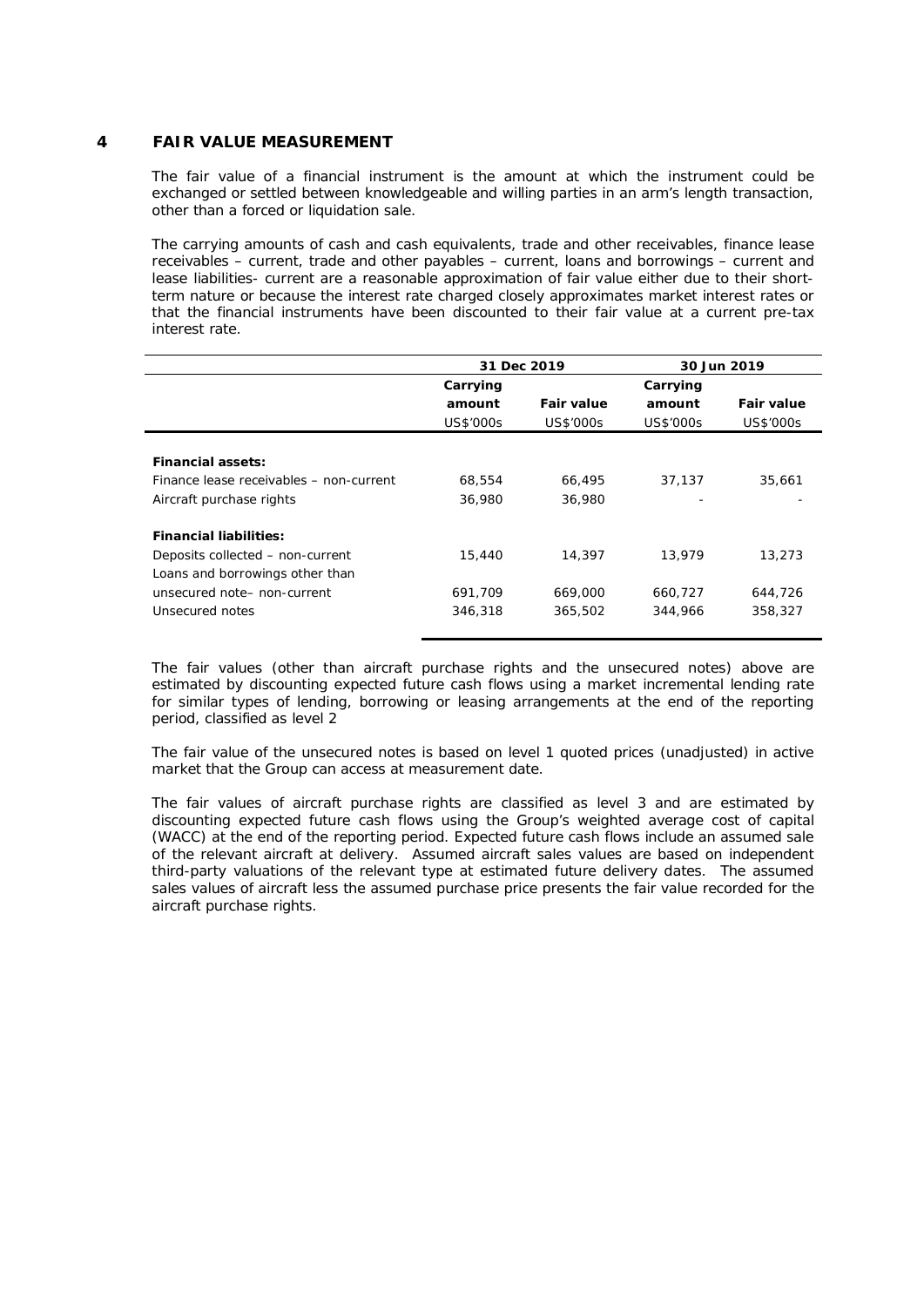## 4 FAIR VALUE MEASUREMENT

The fair value of a financial instrument is the amount at which the instrument could be exchanged or settled between knowledgeable and willing parties in an arm's length transaction, other than a forced or liquidation sale.

The carrying amounts of cash and cash equivalents, trade and other receivables, finance lease receivables – current, trade and other payables – current, loans and borrowings – current and lease liabilities- current are a reasonable approximation of fair value either due to their short-term nature or because the interest rate charged closely approximates market interest rates or that the financial instruments have been discounted to their fair value at a current pre-tax interest rate.

| | 31 Dec 2019 | | 30 Jun 2019 | |
|---|---|---|---|---|
| | **Carrying amount** | **Fair value** | **Carrying amount** | **Fair value** |
| | US$'000s | US$'000s | US$'000s | US$'000s |
| **Financial assets:** | | | | |
| Finance lease receivables – non-current | 68,554 | 66,495 | 37,137 | 35,661 |
| Aircraft purchase rights | 36,980 | 36,980 | - | - |
| **Financial liabilities:** | | | | |
| Deposits collected – non-current | 15,440 | 14,397 | 13,979 | 13,273 |
| Loans and borrowings other than unsecured note– non-current | 691,709 | 669,000 | 660,727 | 644,726 |
| Unsecured notes | 346,318 | 365,502 | 344,966 | 358,327 |

The fair values (other than aircraft purchase rights and the unsecured notes) above are estimated by discounting expected future cash flows using a market incremental lending rate for similar types of lending, borrowing or leasing arrangements at the end of the reporting period, classified as level 2

The fair value of the unsecured notes is based on level 1 quoted prices (unadjusted) in active market that the Group can access at measurement date.

The fair values of aircraft purchase rights are classified as level 3 and are estimated by discounting expected future cash flows using the Group's weighted average cost of capital (WACC) at the end of the reporting period. Expected future cash flows include an assumed sale of the relevant aircraft at delivery. Assumed aircraft sales values are based on independent third-party valuations of the relevant type at estimated future delivery dates. The assumed sales values of aircraft less the assumed purchase price presents the fair value recorded for the aircraft purchase rights.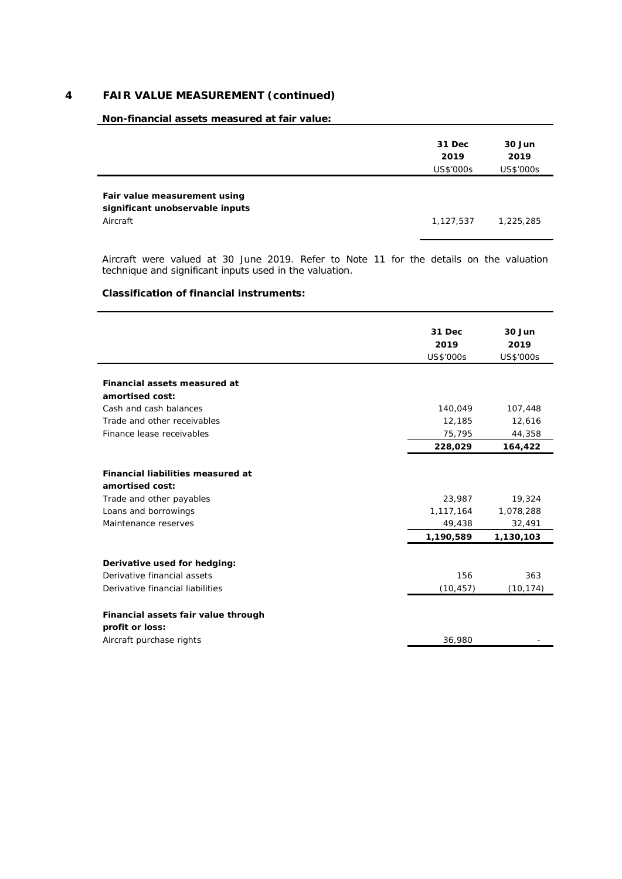# 4 FAIR VALUE MEASUREMENT (continued)

**Non-financial assets measured at fair value:**

| | 31 Dec 2019 US$'000s | 30 Jun 2019 US$'000s |
|---|---|---|
| **Fair value measurement using significant unobservable inputs** | | |
| Aircraft | 1,127,537 | 1,225,285 |

Aircraft were valued at 30 June 2019. Refer to Note 11 for the details on the valuation technique and significant inputs used in the valuation.

**Classification of financial instruments:**

| | 31 Dec 2019 US$'000s | 30 Jun 2019 US$'000s |
|---|---|---|
| **Financial assets measured at amortised cost:** | | |
| Cash and cash balances | 140,049 | 107,448 |
| Trade and other receivables | 12,185 | 12,616 |
| Finance lease receivables | 75,795 | 44,358 |
| | **228,029** | **164,422** |
| **Financial liabilities measured at amortised cost:** | | |
| Trade and other payables | 23,987 | 19,324 |
| Loans and borrowings | 1,117,164 | 1,078,288 |
| Maintenance reserves | 49,438 | 32,491 |
| | **1,190,589** | **1,130,103** |
| **Derivative used for hedging:** | | |
| Derivative financial assets | 156 | 363 |
| Derivative financial liabilities | (10,457) | (10,174) |
| **Financial assets fair value through profit or loss:** | | |
| Aircraft purchase rights | 36,980 | - |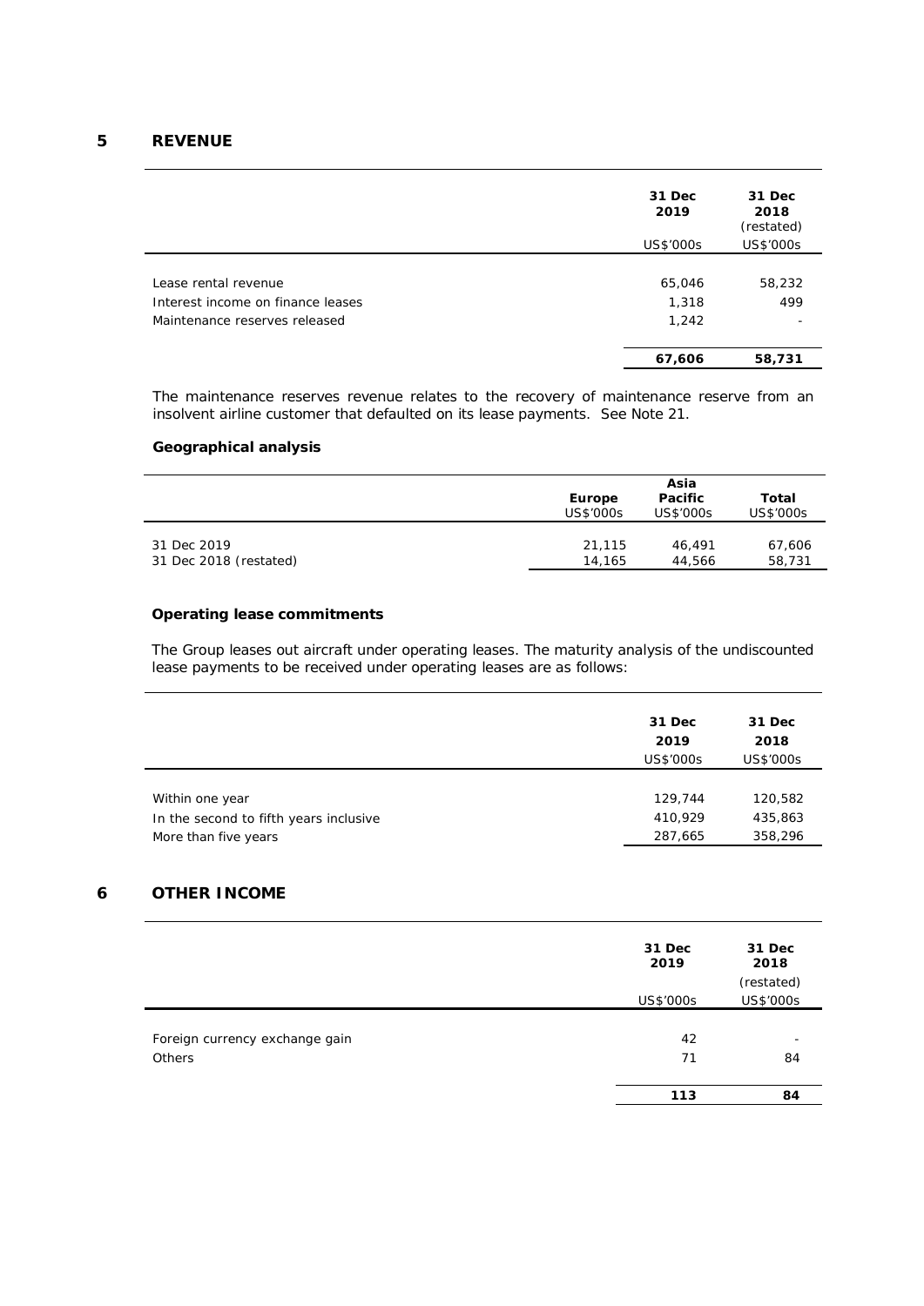## 5 REVENUE

| | 31 Dec 2019 | 31 Dec 2018 (restated) |
|---|---|---|
| | US$'000s | US$'000s |
| Lease rental revenue | 65,046 | 58,232 |
| Interest income on finance leases | 1,318 | 499 |
| Maintenance reserves released | 1,242 | - |
| | **67,606** | **58,731** |

The maintenance reserves revenue relates to the recovery of maintenance reserve from an insolvent airline customer that defaulted on its lease payments. See Note 21.

**Geographical analysis**

| | Europe | Asia Pacific | Total |
|---|---|---|---|
| | US$'000s | US$'000s | US$'000s |
| 31 Dec 2019 | 21,115 | 46,491 | 67,606 |
| 31 Dec 2018 (restated) | 14,165 | 44,566 | 58,731 |

**Operating lease commitments**

The Group leases out aircraft under operating leases. The maturity analysis of the undiscounted lease payments to be received under operating leases are as follows:

| | 31 Dec 2019 | 31 Dec 2018 |
|---|---|---|
| | US$'000s | US$'000s |
| Within one year | 129,744 | 120,582 |
| In the second to fifth years inclusive | 410,929 | 435,863 |
| More than five years | 287,665 | 358,296 |

## 6 OTHER INCOME

| | 31 Dec 2019 | 31 Dec 2018 (restated) |
|---|---|---|
| | US$'000s | US$'000s |
| Foreign currency exchange gain | 42 | - |
| Others | 71 | 84 |
| | **113** | **84** |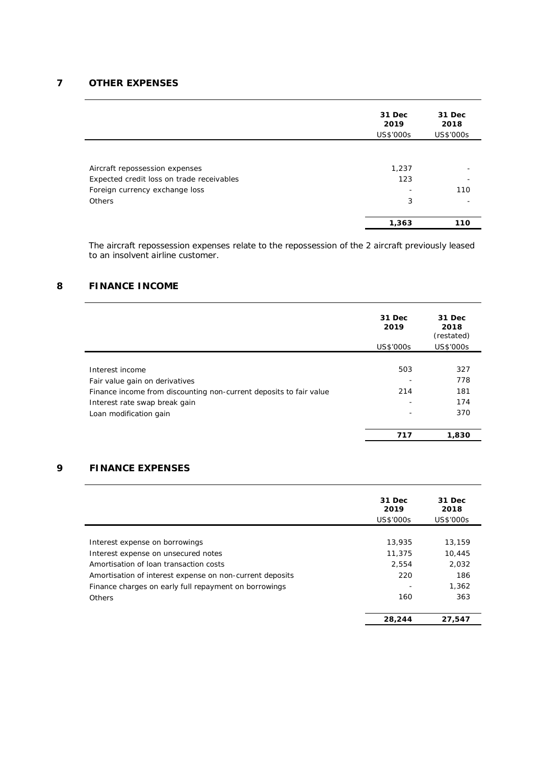## 7 OTHER EXPENSES

| | 31 Dec 2019 US$'000s | 31 Dec 2018 US$'000s |
|---|---|---|
| Aircraft repossession expenses | 1,237 | - |
| Expected credit loss on trade receivables | 123 | - |
| Foreign currency exchange loss | - | 110 |
| Others | 3 | - |
| | **1,363** | **110** |

The aircraft repossession expenses relate to the repossession of the 2 aircraft previously leased to an insolvent airline customer.

## 8 FINANCE INCOME

| | 31 Dec 2019 US$'000s | 31 Dec 2018 (restated) US$'000s |
|---|---|---|
| Interest income | 503 | 327 |
| Fair value gain on derivatives | - | 778 |
| Finance income from discounting non-current deposits to fair value | 214 | 181 |
| Interest rate swap break gain | - | 174 |
| Loan modification gain | - | 370 |
| | **717** | **1,830** |

## 9 FINANCE EXPENSES

| | 31 Dec 2019 US$'000s | 31 Dec 2018 US$'000s |
|---|---|---|
| Interest expense on borrowings | 13,935 | 13,159 |
| Interest expense on unsecured notes | 11,375 | 10,445 |
| Amortisation of loan transaction costs | 2,554 | 2,032 |
| Amortisation of interest expense on non-current deposits | 220 | 186 |
| Finance charges on early full repayment on borrowings | - | 1,362 |
| Others | 160 | 363 |
| | **28,244** | **27,547** |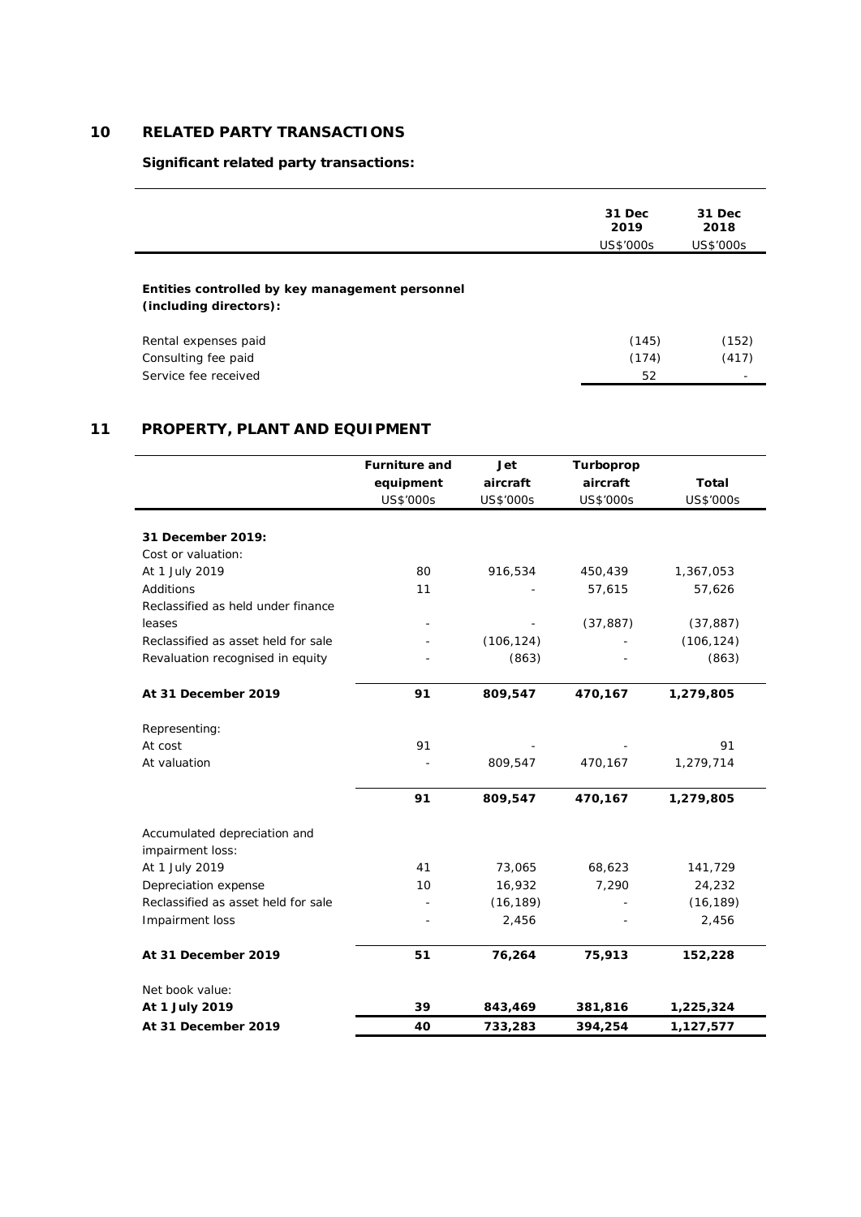## 10 RELATED PARTY TRANSACTIONS

**Significant related party transactions:**

| | 31 Dec 2019 US$'000s | 31 Dec 2018 US$'000s |
|---|---|---|
| **Entities controlled by key management personnel (including directors):** | | |
| Rental expenses paid | (145) | (152) |
| Consulting fee paid | (174) | (417) |
| Service fee received | 52 | - |

## 11 PROPERTY, PLANT AND EQUIPMENT

| | Furniture and equipment US$'000s | Jet aircraft US$'000s | Turboprop aircraft US$'000s | Total US$'000s |
|---|---|---|---|---|
| **31 December 2019:** | | | | |
| Cost or valuation: | | | | |
| At 1 July 2019 | 80 | 916,534 | 450,439 | 1,367,053 |
| Additions | 11 | - | 57,615 | 57,626 |
| Reclassified as held under finance leases | - | - | (37,887) | (37,887) |
| Reclassified as asset held for sale | - | (106,124) | - | (106,124) |
| Revaluation recognised in equity | - | (863) | - | (863) |
| **At 31 December 2019** | **91** | **809,547** | **470,167** | **1,279,805** |
| Representing: | | | | |
| At cost | 91 | - | - | 91 |
| At valuation | - | 809,547 | 470,167 | 1,279,714 |
| | **91** | **809,547** | **470,167** | **1,279,805** |
| Accumulated depreciation and impairment loss: | | | | |
| At 1 July 2019 | 41 | 73,065 | 68,623 | 141,729 |
| Depreciation expense | 10 | 16,932 | 7,290 | 24,232 |
| Reclassified as asset held for sale | - | (16,189) | - | (16,189) |
| Impairment loss | - | 2,456 | - | 2,456 |
| **At 31 December 2019** | **51** | **76,264** | **75,913** | **152,228** |
| Net book value: | | | | |
| **At 1 July 2019** | **39** | **843,469** | **381,816** | **1,225,324** |
| **At 31 December 2019** | **40** | **733,283** | **394,254** | **1,127,577** |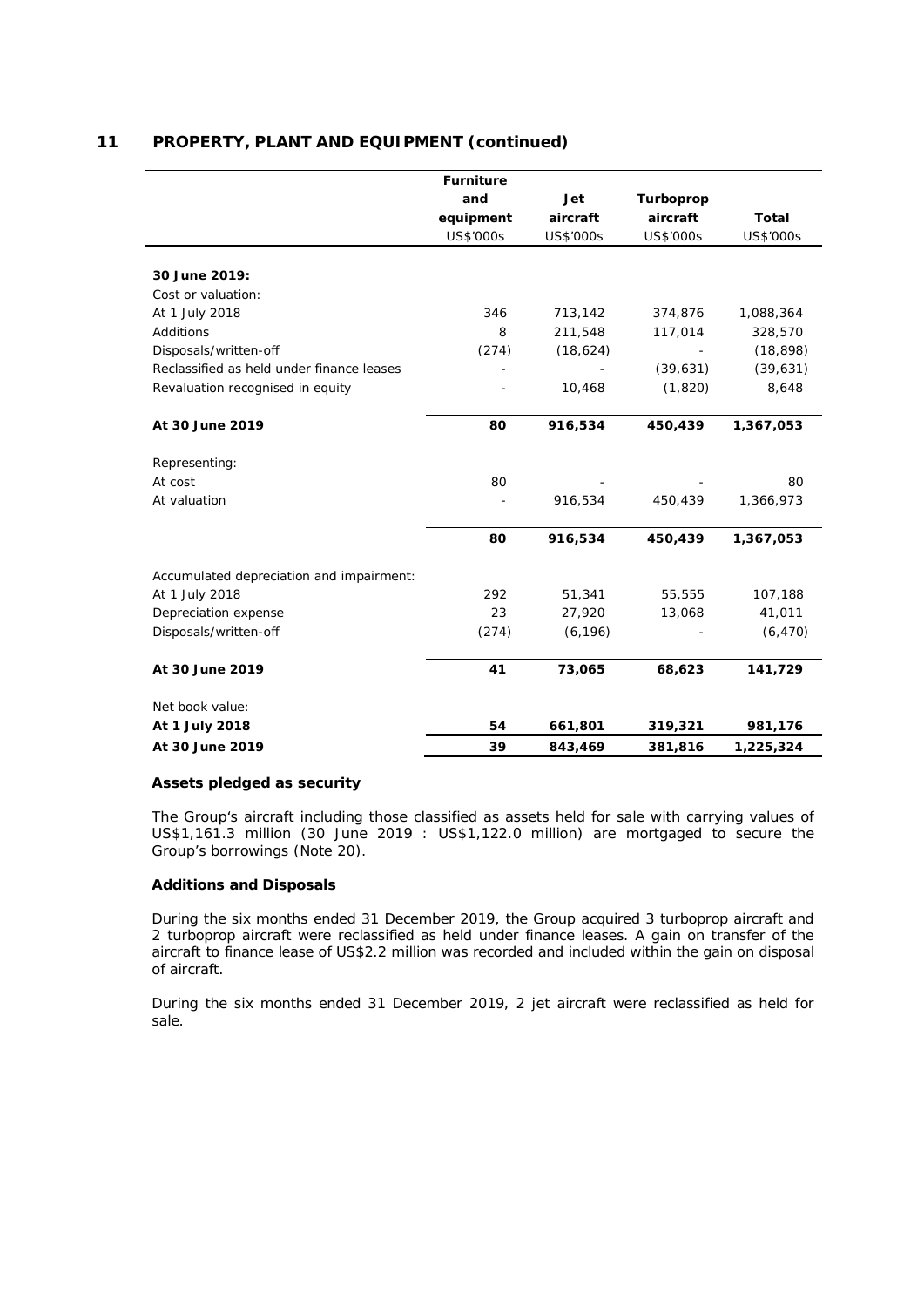## 11 PROPERTY, PLANT AND EQUIPMENT (continued)

| | Furniture and equipment | Jet aircraft | Turboprop aircraft | Total |
|---|---|---|---|---|
| | US$'000s | US$'000s | US$'000s | US$'000s |
| **30 June 2019:** | | | | |
| Cost or valuation: | | | | |
| At 1 July 2018 | 346 | 713,142 | 374,876 | 1,088,364 |
| Additions | 8 | 211,548 | 117,014 | 328,570 |
| Disposals/written-off | (274) | (18,624) | - | (18,898) |
| Reclassified as held under finance leases | - | - | (39,631) | (39,631) |
| Revaluation recognised in equity | - | 10,468 | (1,820) | 8,648 |
| **At 30 June 2019** | **80** | **916,534** | **450,439** | **1,367,053** |
| Representing: | | | | |
| At cost | 80 | - | - | 80 |
| At valuation | - | 916,534 | 450,439 | 1,366,973 |
| | **80** | **916,534** | **450,439** | **1,367,053** |
| Accumulated depreciation and impairment: | | | | |
| At 1 July 2018 | 292 | 51,341 | 55,555 | 107,188 |
| Depreciation expense | 23 | 27,920 | 13,068 | 41,011 |
| Disposals/written-off | (274) | (6,196) | - | (6,470) |
| **At 30 June 2019** | **41** | **73,065** | **68,623** | **141,729** |
| Net book value: | | | | |
| **At 1 July 2018** | **54** | **661,801** | **319,321** | **981,176** |
| **At 30 June 2019** | **39** | **843,469** | **381,816** | **1,225,324** |

**Assets pledged as security**

The Group's aircraft including those classified as assets held for sale with carrying values of US$1,161.3 million (30 June 2019 : US$1,122.0 million) are mortgaged to secure the Group's borrowings (Note 20).

**Additions and Disposals**

During the six months ended 31 December 2019, the Group acquired 3 turboprop aircraft and 2 turboprop aircraft were reclassified as held under finance leases. A gain on transfer of the aircraft to finance lease of US$2.2 million was recorded and included within the gain on disposal of aircraft.

During the six months ended 31 December 2019, 2 jet aircraft were reclassified as held for sale.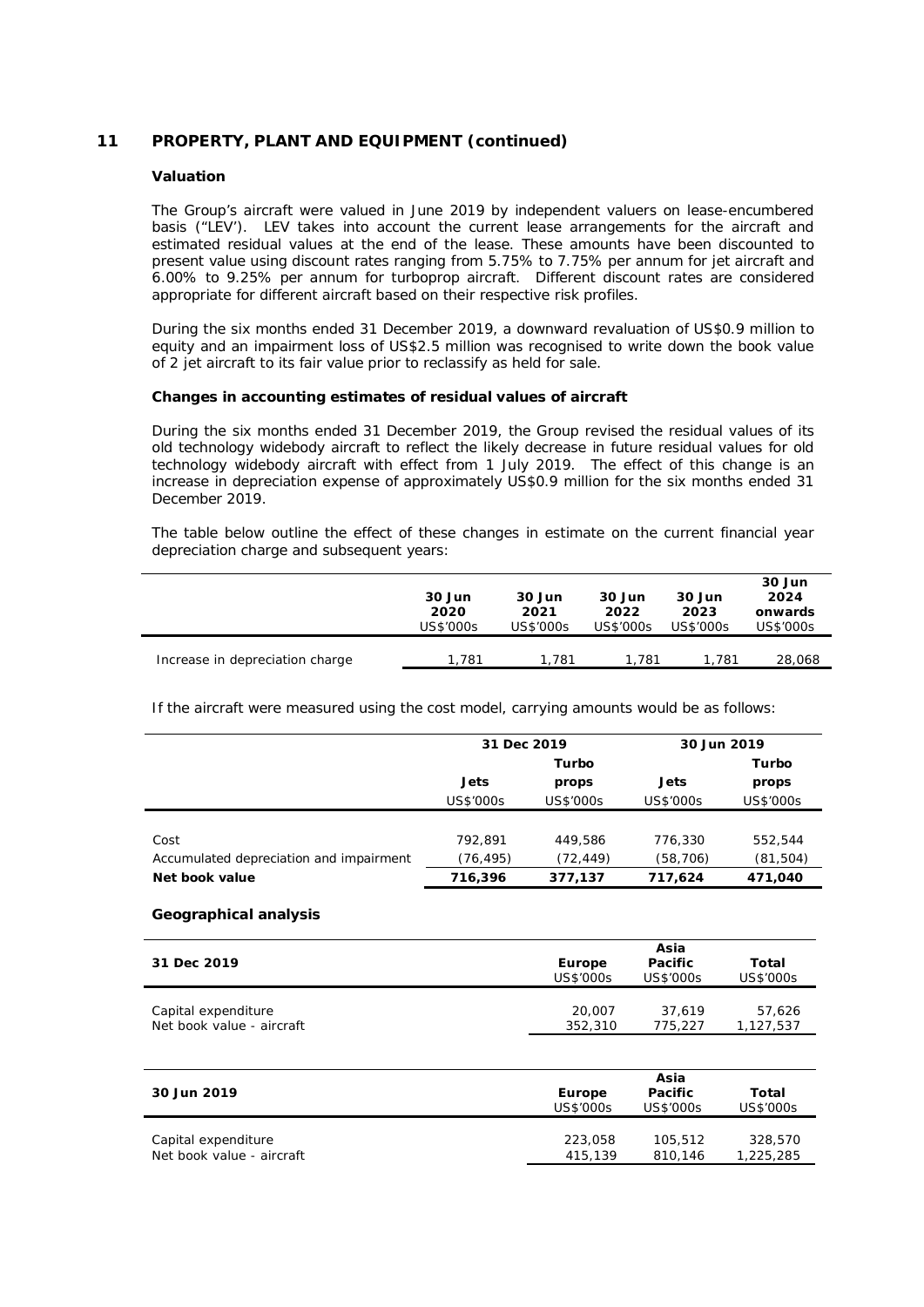## 11 PROPERTY, PLANT AND EQUIPMENT (continued)

### Valuation

The Group's aircraft were valued in June 2019 by independent valuers on lease-encumbered basis ("LEV'). LEV takes into account the current lease arrangements for the aircraft and estimated residual values at the end of the lease. These amounts have been discounted to present value using discount rates ranging from 5.75% to 7.75% per annum for jet aircraft and 6.00% to 9.25% per annum for turboprop aircraft. Different discount rates are considered appropriate for different aircraft based on their respective risk profiles.

During the six months ended 31 December 2019, a downward revaluation of US$0.9 million to equity and an impairment loss of US$2.5 million was recognised to write down the book value of 2 jet aircraft to its fair value prior to reclassify as held for sale.

### Changes in accounting estimates of residual values of aircraft

During the six months ended 31 December 2019, the Group revised the residual values of its old technology widebody aircraft to reflect the likely decrease in future residual values for old technology widebody aircraft with effect from 1 July 2019. The effect of this change is an increase in depreciation expense of approximately US$0.9 million for the six months ended 31 December 2019.

The table below outline the effect of these changes in estimate on the current financial year depreciation charge and subsequent years:

| | 30 Jun 2020 US$'000s | 30 Jun 2021 US$'000s | 30 Jun 2022 US$'000s | 30 Jun 2023 US$'000s | 30 Jun 2024 onwards US$'000s |
|---|---|---|---|---|---|
| Increase in depreciation charge | 1,781 | 1,781 | 1,781 | 1,781 | 28,068 |

If the aircraft were measured using the cost model, carrying amounts would be as follows:

| | 31 Dec 2019 | | 30 Jun 2019 | |
|---|---|---|---|---|
| | **Jets** | **Turbo props** | **Jets** | **Turbo props** |
| | US$'000s | US$'000s | US$'000s | US$'000s |
| Cost | 792,891 | 449,586 | 776,330 | 552,544 |
| Accumulated depreciation and impairment | (76,495) | (72,449) | (58,706) | (81,504) |
| **Net book value** | **716,396** | **377,137** | **717,624** | **471,040** |

### Geographical analysis

| **31 Dec 2019** | **Europe** US$'000s | **Asia Pacific** US$'000s | **Total** US$'000s |
|---|---|---|---|
| Capital expenditure | 20,007 | 37,619 | 57,626 |
| Net book value - aircraft | 352,310 | 775,227 | 1,127,537 |

| **30 Jun 2019** | **Europe** US$'000s | **Asia Pacific** US$'000s | **Total** US$'000s |
|---|---|---|---|
| Capital expenditure | 223,058 | 105,512 | 328,570 |
| Net book value - aircraft | 415,139 | 810,146 | 1,225,285 |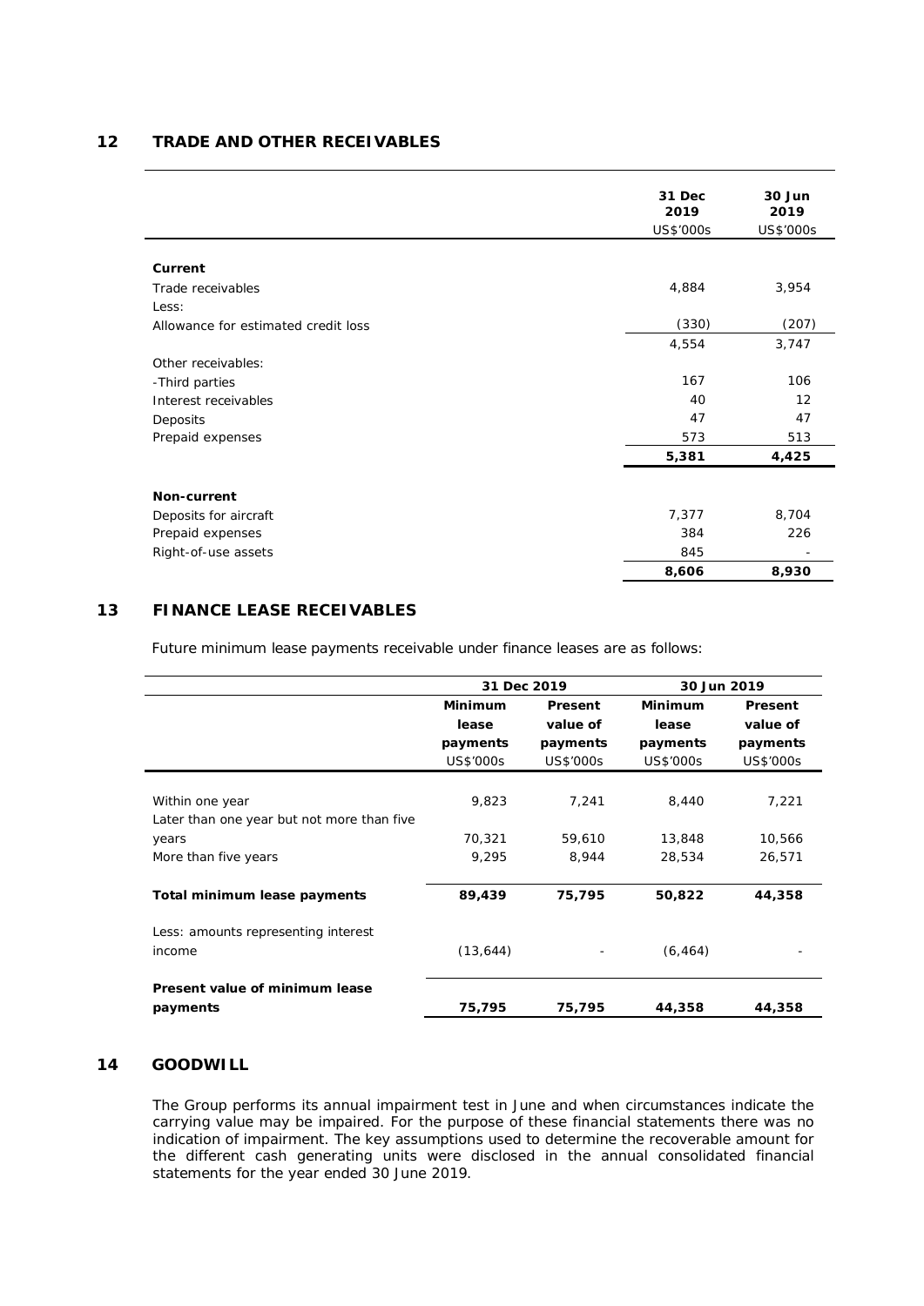## 12 TRADE AND OTHER RECEIVABLES

| | 31 Dec 2019 US$'000s | 30 Jun 2019 US$'000s |
|---|---|---|
| **Current** | | |
| Trade receivables | 4,884 | 3,954 |
| Less: | | |
| Allowance for estimated credit loss | (330) | (207) |
| | 4,554 | 3,747 |
| Other receivables: | | |
| -Third parties | 167 | 106 |
| Interest receivables | 40 | 12 |
| Deposits | 47 | 47 |
| Prepaid expenses | 573 | 513 |
| | **5,381** | **4,425** |
| **Non-current** | | |
| Deposits for aircraft | 7,377 | 8,704 |
| Prepaid expenses | 384 | 226 |
| Right-of-use assets | 845 | - |
| | **8,606** | **8,930** |

## 13 FINANCE LEASE RECEIVABLES

Future minimum lease payments receivable under finance leases are as follows:

| | 31 Dec 2019 | | 30 Jun 2019 | |
|---|---|---|---|---|
| | Minimum lease payments US$'000s | Present value of payments US$'000s | Minimum lease payments US$'000s | Present value of payments US$'000s |
| Within one year | 9,823 | 7,241 | 8,440 | 7,221 |
| Later than one year but not more than five years | 70,321 | 59,610 | 13,848 | 10,566 |
| More than five years | 9,295 | 8,944 | 28,534 | 26,571 |
| **Total minimum lease payments** | **89,439** | **75,795** | **50,822** | **44,358** |
| Less: amounts representing interest income | (13,644) | - | (6,464) | - |
| **Present value of minimum lease payments** | **75,795** | **75,795** | **44,358** | **44,358** |

## 14 GOODWILL

The Group performs its annual impairment test in June and when circumstances indicate the carrying value may be impaired. For the purpose of these financial statements there was no indication of impairment. The key assumptions used to determine the recoverable amount for the different cash generating units were disclosed in the annual consolidated financial statements for the year ended 30 June 2019.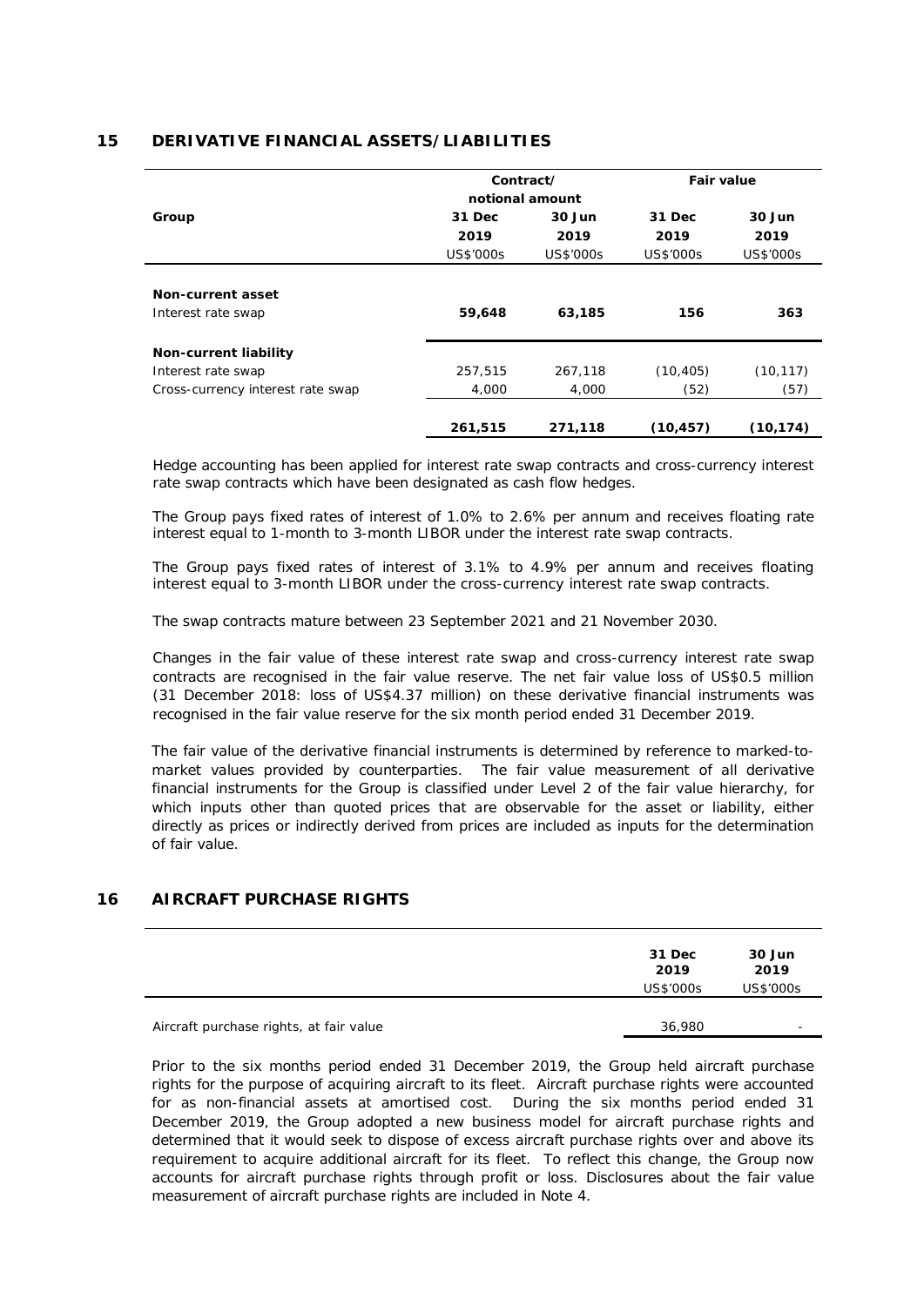## 15 DERIVATIVE FINANCIAL ASSETS/LIABILITIES

| Group | Contract/ notional amount | | Fair value | |
|---|---|---|---|---|
| | 31 Dec 2019 | 30 Jun 2019 | 31 Dec 2019 | 30 Jun 2019 |
| | US$'000s | US$'000s | US$'000s | US$'000s |
| **Non-current asset** | | | | |
| Interest rate swap | **59,648** | **63,185** | **156** | **363** |
| **Non-current liability** | | | | |
| Interest rate swap | 257,515 | 267,118 | (10,405) | (10,117) |
| Cross-currency interest rate swap | 4,000 | 4,000 | (52) | (57) |
| | **261,515** | **271,118** | **(10,457)** | **(10,174)** |

Hedge accounting has been applied for interest rate swap contracts and cross-currency interest rate swap contracts which have been designated as cash flow hedges.

The Group pays fixed rates of interest of 1.0% to 2.6% per annum and receives floating rate interest equal to 1-month to 3-month LIBOR under the interest rate swap contracts.

The Group pays fixed rates of interest of 3.1% to 4.9% per annum and receives floating interest equal to 3-month LIBOR under the cross-currency interest rate swap contracts.

The swap contracts mature between 23 September 2021 and 21 November 2030.

Changes in the fair value of these interest rate swap and cross-currency interest rate swap contracts are recognised in the fair value reserve. The net fair value loss of US$0.5 million (31 December 2018: loss of US$4.37 million) on these derivative financial instruments was recognised in the fair value reserve for the six month period ended 31 December 2019.

The fair value of the derivative financial instruments is determined by reference to marked-to-market values provided by counterparties. The fair value measurement of all derivative financial instruments for the Group is classified under Level 2 of the fair value hierarchy, for which inputs other than quoted prices that are observable for the asset or liability, either directly as prices or indirectly derived from prices are included as inputs for the determination of fair value.

## 16 AIRCRAFT PURCHASE RIGHTS

| | 31 Dec 2019 | 30 Jun 2019 |
|---|---|---|
| | US$'000s | US$'000s |
| Aircraft purchase rights, at fair value | 36,980 | - |

Prior to the six months period ended 31 December 2019, the Group held aircraft purchase rights for the purpose of acquiring aircraft to its fleet. Aircraft purchase rights were accounted for as non-financial assets at amortised cost. During the six months period ended 31 December 2019, the Group adopted a new business model for aircraft purchase rights and determined that it would seek to dispose of excess aircraft purchase rights over and above its requirement to acquire additional aircraft for its fleet. To reflect this change, the Group now accounts for aircraft purchase rights through profit or loss. Disclosures about the fair value measurement of aircraft purchase rights are included in Note 4.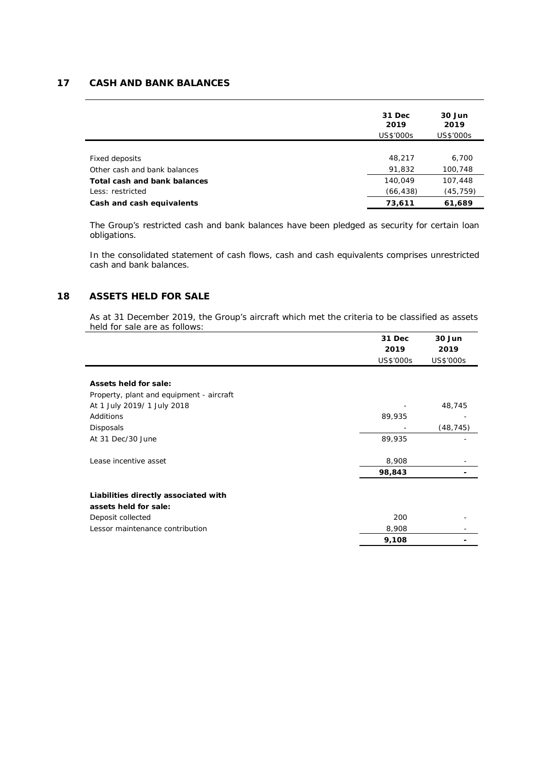## 17 CASH AND BANK BALANCES

| | 31 Dec 2019 US$'000s | 30 Jun 2019 US$'000s |
|---|---|---|
| Fixed deposits | 48,217 | 6,700 |
| Other cash and bank balances | 91,832 | 100,748 |
| **Total cash and bank balances** | 140,049 | 107,448 |
| Less: restricted | (66,438) | (45,759) |
| **Cash and cash equivalents** | **73,611** | **61,689** |

The Group's restricted cash and bank balances have been pledged as security for certain loan obligations.

In the consolidated statement of cash flows, cash and cash equivalents comprises unrestricted cash and bank balances.

## 18 ASSETS HELD FOR SALE

As at 31 December 2019, the Group's aircraft which met the criteria to be classified as assets held for sale are as follows:

| | 31 Dec 2019 US$'000s | 30 Jun 2019 US$'000s |
|---|---|---|
| **Assets held for sale:** | | |
| Property, plant and equipment - aircraft | | |
| At 1 July 2019/ 1 July 2018 | - | 48,745 |
| Additions | 89,935 | - |
| Disposals | - | (48,745) |
| At 31 Dec/30 June | 89,935 | - |
| | | |
| Lease incentive asset | 8,908 | - |
| | **98,843** | **-** |
| | | |
| **Liabilities directly associated with assets held for sale:** | | |
| Deposit collected | 200 | - |
| Lessor maintenance contribution | 8,908 | - |
| | **9,108** | **-** |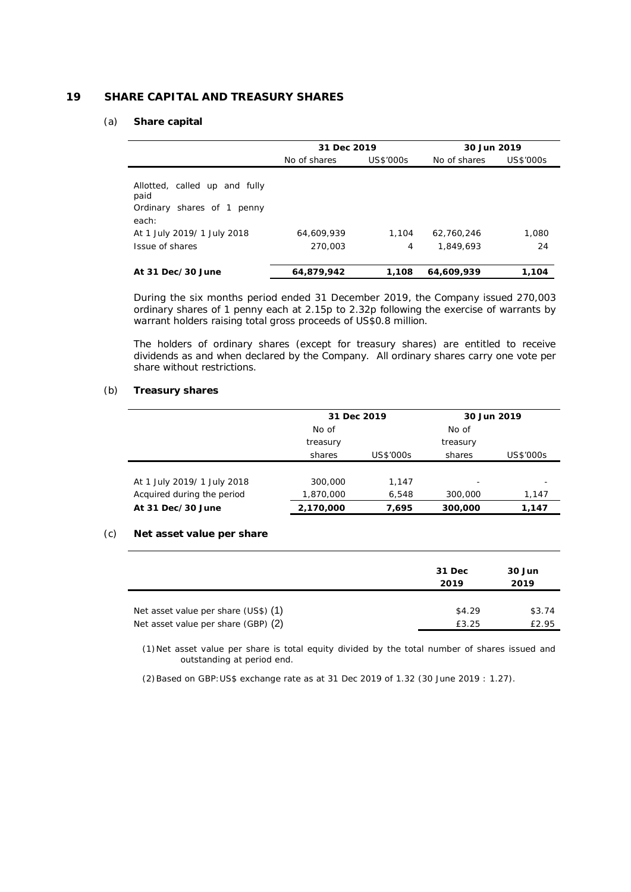## 19 SHARE CAPITAL AND TREASURY SHARES

### (a) Share capital

| | 31 Dec 2019 | | 30 Jun 2019 | |
|---|---|---|---|---|
| | No of shares | US$'000s | No of shares | US$'000s |
| Allotted, called up and fully paid | | | | |
| Ordinary shares of 1 penny each: | | | | |
| At 1 July 2019/ 1 July 2018 | 64,609,939 | 1,104 | 62,760,246 | 1,080 |
| Issue of shares | 270,003 | 4 | 1,849,693 | 24 |
| **At 31 Dec/30 June** | **64,879,942** | **1,108** | **64,609,939** | **1,104** |

During the six months period ended 31 December 2019, the Company issued 270,003 ordinary shares of 1 penny each at 2.15p to 2.32p following the exercise of warrants by warrant holders raising total gross proceeds of US$0.8 million.

The holders of ordinary shares (except for treasury shares) are entitled to receive dividends as and when declared by the Company. All ordinary shares carry one vote per share without restrictions.

### (b) Treasury shares

| | 31 Dec 2019 | | 30 Jun 2019 | |
|---|---|---|---|---|
| | No of treasury shares | US$'000s | No of treasury shares | US$'000s |
| At 1 July 2019/ 1 July 2018 | 300,000 | 1,147 | - | - |
| Acquired during the period | 1,870,000 | 6,548 | 300,000 | 1,147 |
| **At 31 Dec/30 June** | **2,170,000** | **7,695** | **300,000** | **1,147** |

### (c) Net asset value per share

| | 31 Dec 2019 | 30 Jun 2019 |
|---|---|---|
| Net asset value per share (US$) (1) | $4.29 | $3.74 |
| Net asset value per share (GBP) (2) | £3.25 | £2.95 |

(1) Net asset value per share is total equity divided by the total number of shares issued and outstanding at period end.

(2) Based on GBP:US$ exchange rate as at 31 Dec 2019 of 1.32 (30 June 2019 : 1.27).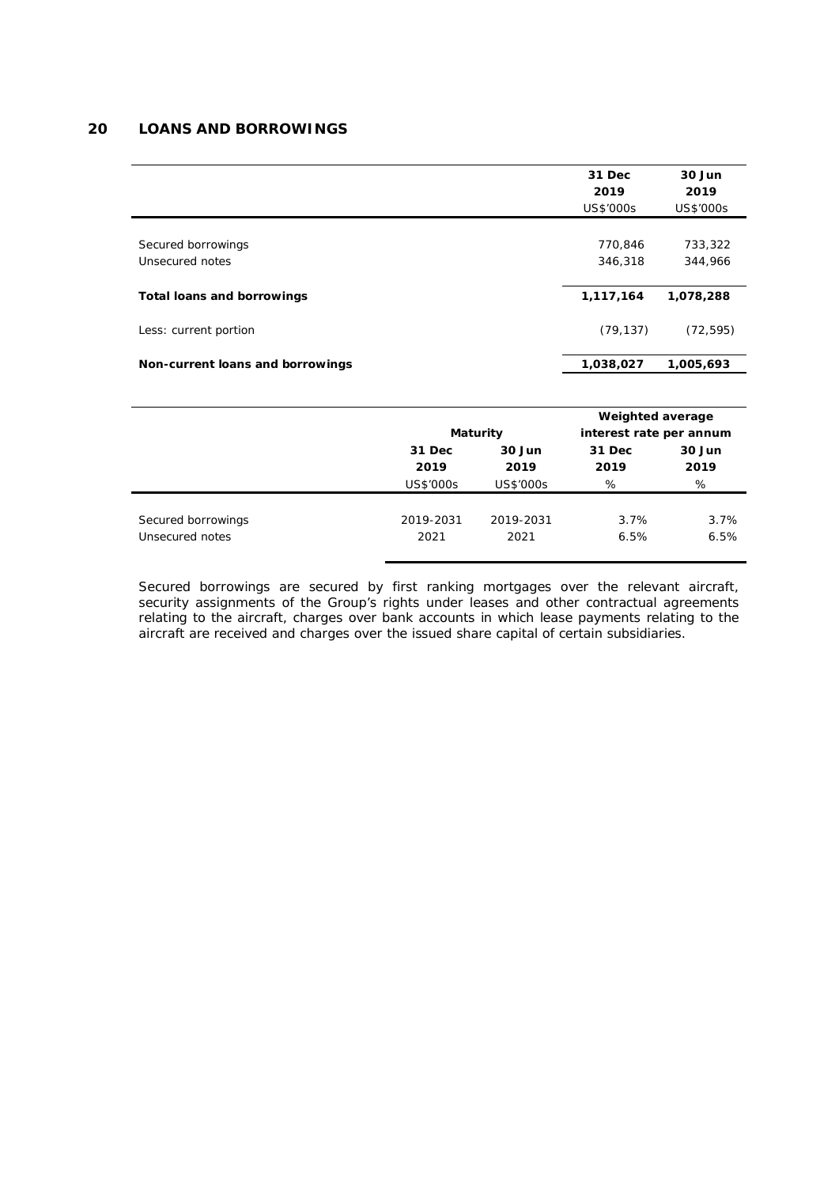## 20 LOANS AND BORROWINGS

| | 31 Dec 2019 US$'000s | 30 Jun 2019 US$'000s |
|---|---|---|
| Secured borrowings | 770,846 | 733,322 |
| Unsecured notes | 346,318 | 344,966 |
| **Total loans and borrowings** | **1,117,164** | **1,078,288** |
| Less: current portion | (79,137) | (72,595) |
| **Non-current loans and borrowings** | **1,038,027** | **1,005,693** |

| | Maturity | | Weighted average interest rate per annum | |
|---|---|---|---|---|
| | 31 Dec 2019 US$'000s | 30 Jun 2019 US$'000s | 31 Dec 2019 % | 30 Jun 2019 % |
| Secured borrowings | 2019-2031 | 2019-2031 | 3.7% | 3.7% |
| Unsecured notes | 2021 | 2021 | 6.5% | 6.5% |

Secured borrowings are secured by first ranking mortgages over the relevant aircraft, security assignments of the Group's rights under leases and other contractual agreements relating to the aircraft, charges over bank accounts in which lease payments relating to the aircraft are received and charges over the issued share capital of certain subsidiaries.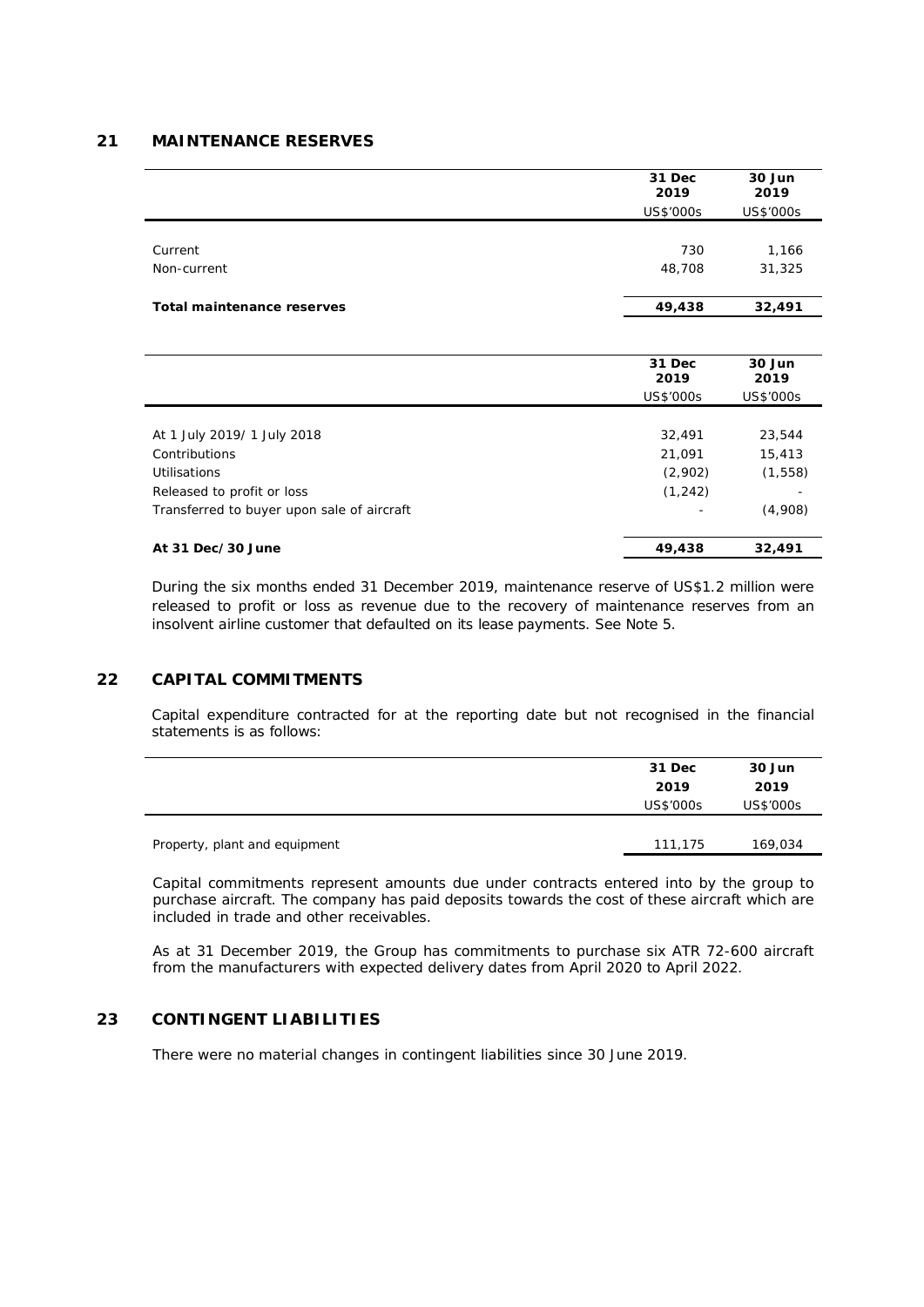## 21 MAINTENANCE RESERVES

| | 31 Dec 2019 | 30 Jun 2019 |
|---|---|---|
| | US$'000s | US$'000s |
| Current | 730 | 1,166 |
| Non-current | 48,708 | 31,325 |
| **Total maintenance reserves** | **49,438** | **32,491** |

| | 31 Dec 2019 | 30 Jun 2019 |
|---|---|---|
| | US$'000s | US$'000s |
| At 1 July 2019/ 1 July 2018 | 32,491 | 23,544 |
| Contributions | 21,091 | 15,413 |
| Utilisations | (2,902) | (1,558) |
| Released to profit or loss | (1,242) | - |
| Transferred to buyer upon sale of aircraft | - | (4,908) |
| **At 31 Dec/30 June** | **49,438** | **32,491** |

During the six months ended 31 December 2019, maintenance reserve of US$1.2 million were released to profit or loss as revenue due to the recovery of maintenance reserves from an insolvent airline customer that defaulted on its lease payments. See Note 5.

## 22 CAPITAL COMMITMENTS

Capital expenditure contracted for at the reporting date but not recognised in the financial statements is as follows:

| | 31 Dec 2019 | 30 Jun 2019 |
|---|---|---|
| | US$'000s | US$'000s |
| Property, plant and equipment | 111,175 | 169,034 |

Capital commitments represent amounts due under contracts entered into by the group to purchase aircraft. The company has paid deposits towards the cost of these aircraft which are included in trade and other receivables.

As at 31 December 2019, the Group has commitments to purchase six ATR 72-600 aircraft from the manufacturers with expected delivery dates from April 2020 to April 2022.

## 23 CONTINGENT LIABILITIES

There were no material changes in contingent liabilities since 30 June 2019.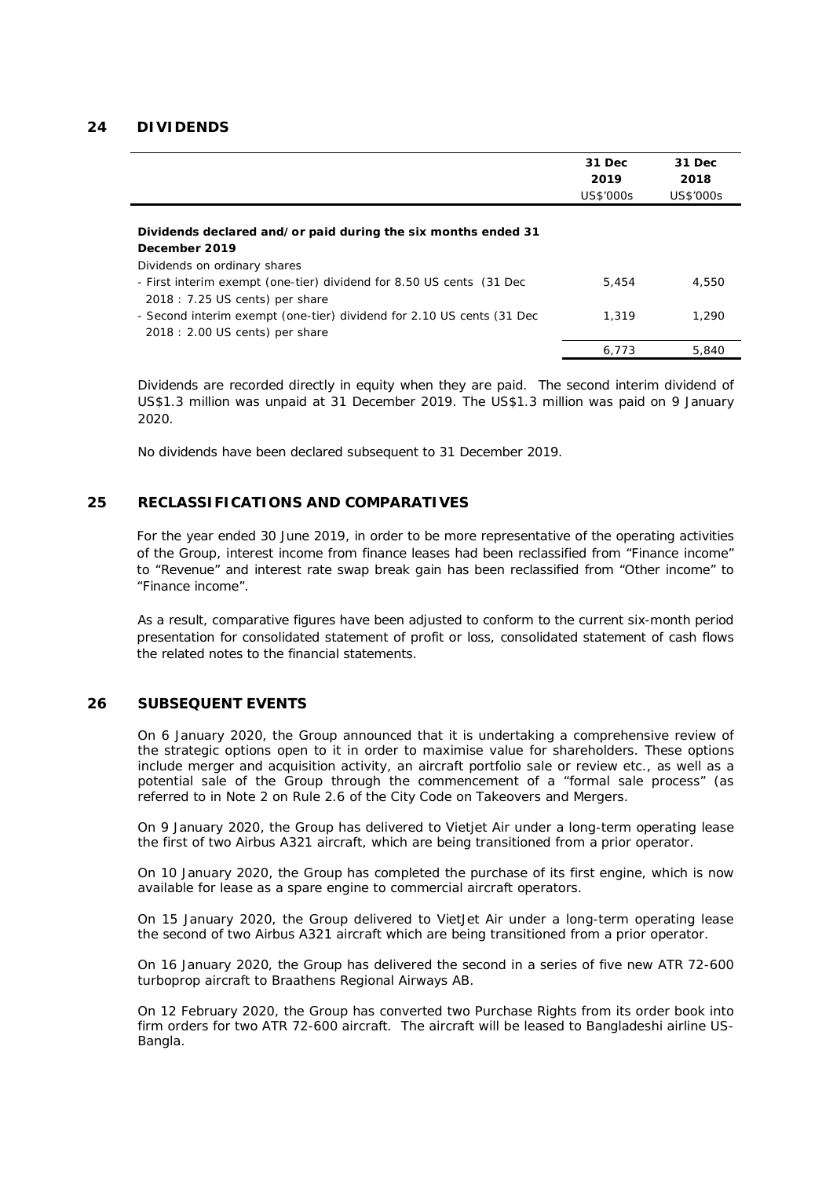## 24 DIVIDENDS

| | 31 Dec 2019 US$'000s | 31 Dec 2018 US$'000s |
|---|---|---|
| **Dividends declared and/or paid during the six months ended 31 December 2019** | | |
| Dividends on ordinary shares | | |
| - First interim exempt (one-tier) dividend for 8.50 US cents (31 Dec 2018 : 7.25 US cents) per share | 5,454 | 4,550 |
| - Second interim exempt (one-tier) dividend for 2.10 US cents (31 Dec 2018 : 2.00 US cents) per share | 1,319 | 1,290 |
| | 6,773 | 5,840 |

Dividends are recorded directly in equity when they are paid. The second interim dividend of US$1.3 million was unpaid at 31 December 2019. The US$1.3 million was paid on 9 January 2020.

No dividends have been declared subsequent to 31 December 2019.

## 25 RECLASSIFICATIONS AND COMPARATIVES

For the year ended 30 June 2019, in order to be more representative of the operating activities of the Group, interest income from finance leases had been reclassified from "Finance income" to "Revenue" and interest rate swap break gain has been reclassified from "Other income" to "Finance income".

As a result, comparative figures have been adjusted to conform to the current six-month period presentation for consolidated statement of profit or loss, consolidated statement of cash flows the related notes to the financial statements.

## 26 SUBSEQUENT EVENTS

On 6 January 2020, the Group announced that it is undertaking a comprehensive review of the strategic options open to it in order to maximise value for shareholders. These options include merger and acquisition activity, an aircraft portfolio sale or review etc., as well as a potential sale of the Group through the commencement of a "formal sale process" (as referred to in Note 2 on Rule 2.6 of the City Code on Takeovers and Mergers.

On 9 January 2020, the Group has delivered to Vietjet Air under a long-term operating lease the first of two Airbus A321 aircraft, which are being transitioned from a prior operator.

On 10 January 2020, the Group has completed the purchase of its first engine, which is now available for lease as a spare engine to commercial aircraft operators.

On 15 January 2020, the Group delivered to VietJet Air under a long-term operating lease the second of two Airbus A321 aircraft which are being transitioned from a prior operator.

On 16 January 2020, the Group has delivered the second in a series of five new ATR 72-600 turboprop aircraft to Braathens Regional Airways AB.

On 12 February 2020, the Group has converted two Purchase Rights from its order book into firm orders for two ATR 72-600 aircraft. The aircraft will be leased to Bangladeshi airline US-Bangla.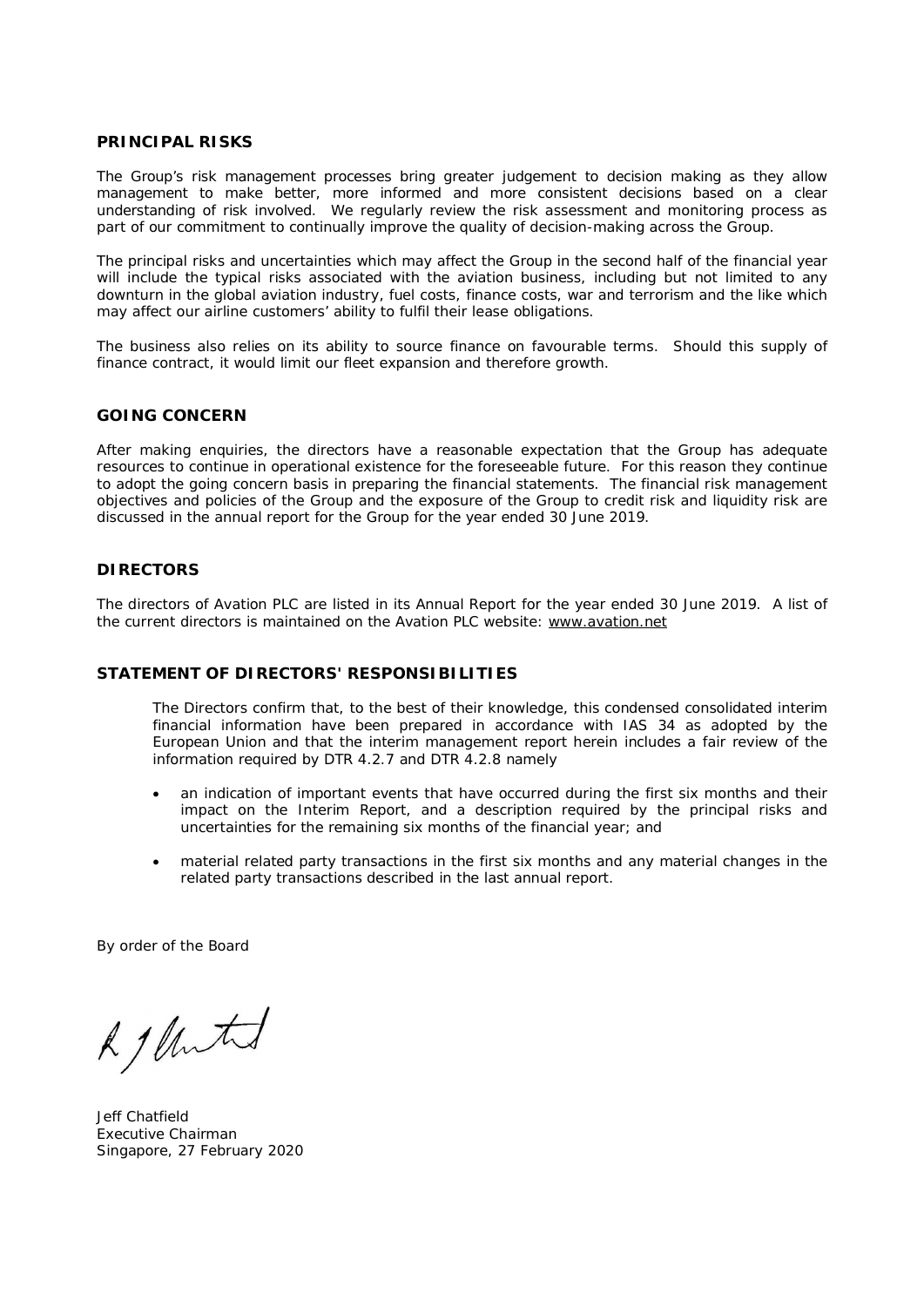## PRINCIPAL RISKS

The Group's risk management processes bring greater judgement to decision making as they allow management to make better, more informed and more consistent decisions based on a clear understanding of risk involved. We regularly review the risk assessment and monitoring process as part of our commitment to continually improve the quality of decision-making across the Group.

The principal risks and uncertainties which may affect the Group in the second half of the financial year will include the typical risks associated with the aviation business, including but not limited to any downturn in the global aviation industry, fuel costs, finance costs, war and terrorism and the like which may affect our airline customers' ability to fulfil their lease obligations.

The business also relies on its ability to source finance on favourable terms. Should this supply of finance contract, it would limit our fleet expansion and therefore growth.

## GOING CONCERN

After making enquiries, the directors have a reasonable expectation that the Group has adequate resources to continue in operational existence for the foreseeable future. For this reason they continue to adopt the going concern basis in preparing the financial statements. The financial risk management objectives and policies of the Group and the exposure of the Group to credit risk and liquidity risk are discussed in the annual report for the Group for the year ended 30 June 2019.

## DIRECTORS

The directors of Avation PLC are listed in its Annual Report for the year ended 30 June 2019. A list of the current directors is maintained on the Avation PLC website: www.avation.net

## STATEMENT OF DIRECTORS' RESPONSIBILITIES

The Directors confirm that, to the best of their knowledge, this condensed consolidated interim financial information have been prepared in accordance with IAS 34 as adopted by the European Union and that the interim management report herein includes a fair review of the information required by DTR 4.2.7 and DTR 4.2.8 namely

- an indication of important events that have occurred during the first six months and their impact on the Interim Report, and a description required by the principal risks and uncertainties for the remaining six months of the financial year; and
- material related party transactions in the first six months and any material changes in the related party transactions described in the last annual report.

By order of the Board

Jeff Chatfield
Executive Chairman
Singapore, 27 February 2020